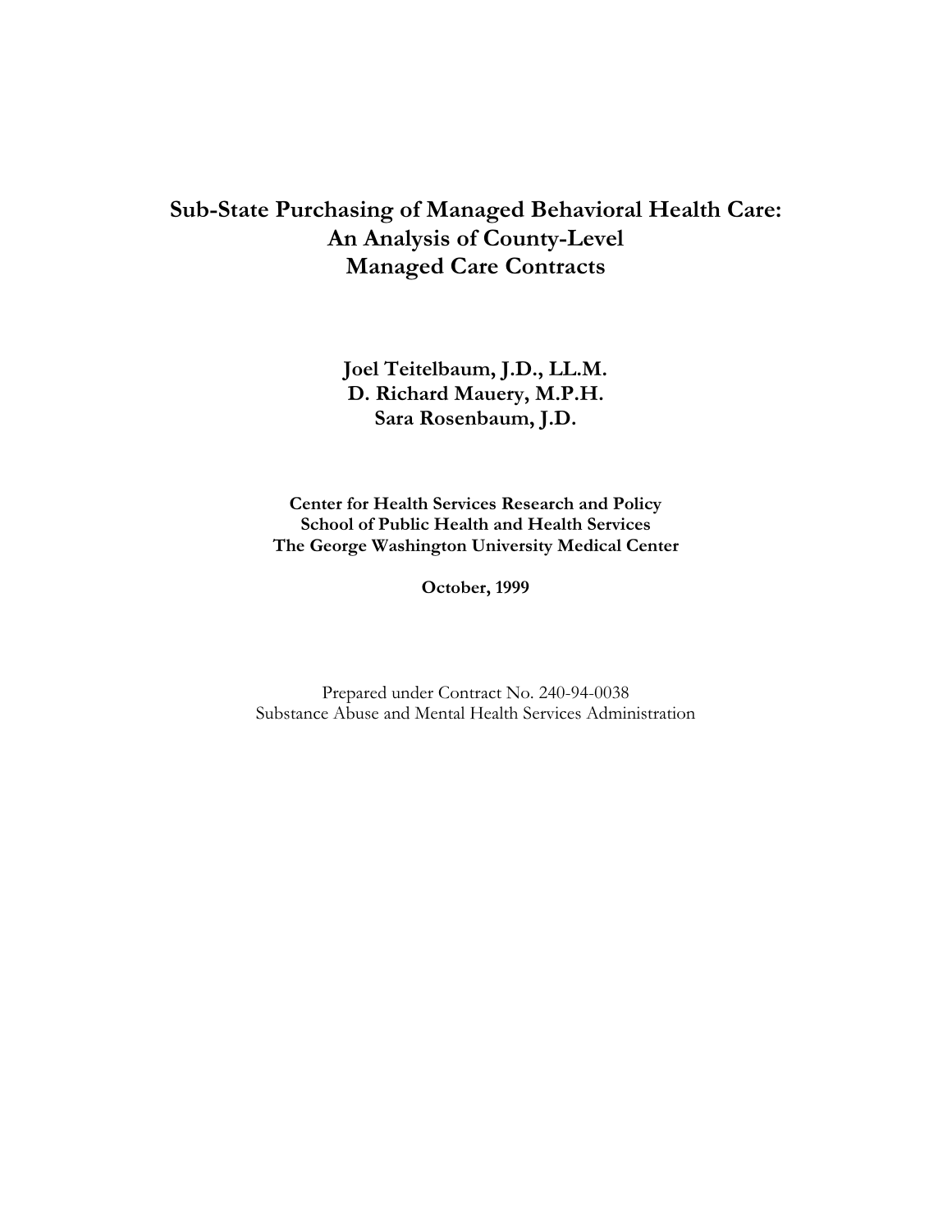# Sub-State Purchasing of Managed Behavioral Health Care: An Analysis of County-Level Managed Care Contracts

**Joel Teitelbaum, J.D., LL.M.**
**D. Richard Mauery, M.P.H.**
**Sara Rosenbaum, J.D.**

**Center for Health Services Research and Policy**
**School of Public Health and Health Services**
**The George Washington University Medical Center**

**October, 1999**

Prepared under Contract No. 240-94-0038
Substance Abuse and Mental Health Services Administration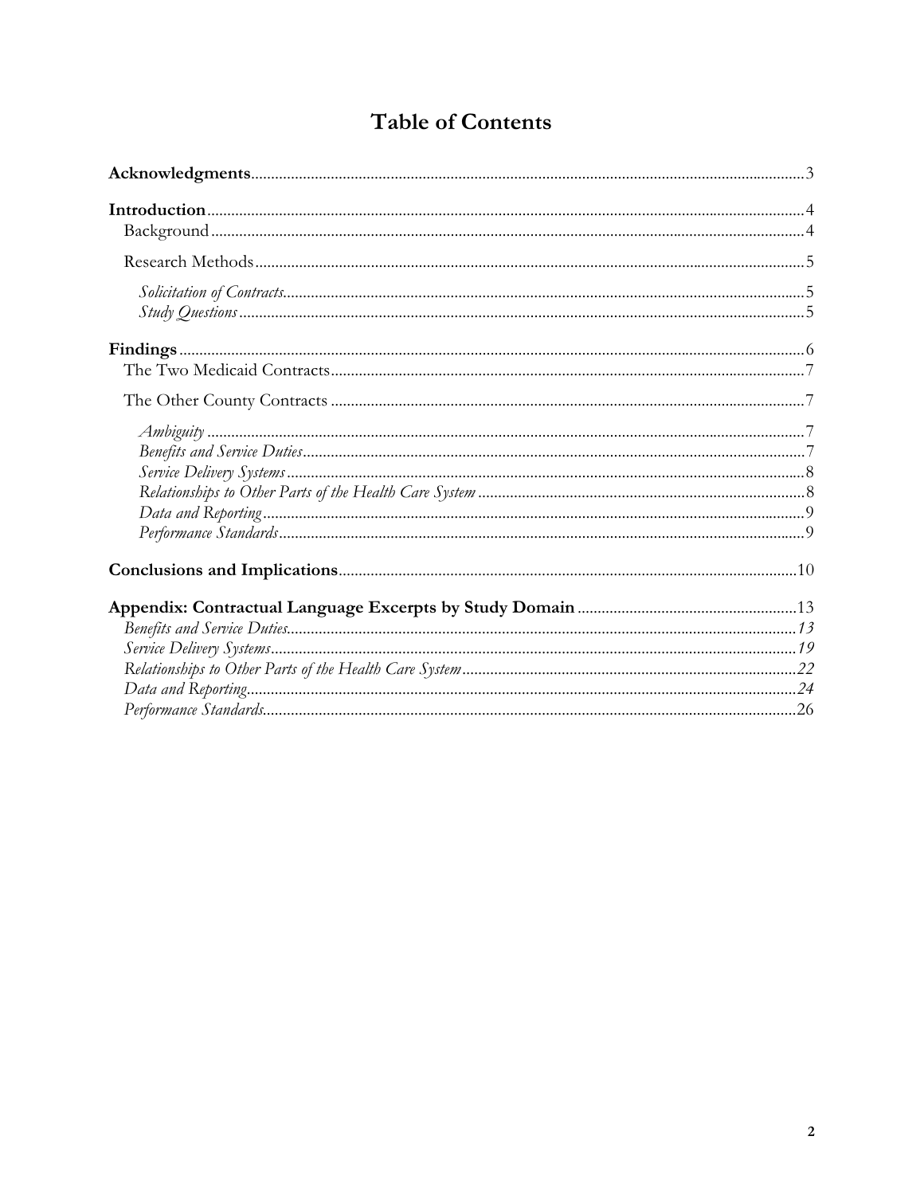# Table of Contents

**Acknowledgments**......3

**Introduction**......4
- Background......4
- Research Methods......5
  - *Solicitation of Contracts*......5
  - *Study Questions*......5

**Findings**......6
- The Two Medicaid Contracts......7
- The Other County Contracts......7
  - *Ambiguity*......7
  - *Benefits and Service Duties*......7
  - *Service Delivery Systems*......8
  - *Relationships to Other Parts of the Health Care System*......8
  - *Data and Reporting*......9
  - *Performance Standards*......9

**Conclusions and Implications**......10

**Appendix: Contractual Language Excerpts by Study Domain**......13
- *Benefits and Service Duties*......*13*
- *Service Delivery Systems*......*19*
- *Relationships to Other Parts of the Health Care System*......*22*
- *Data and Reporting*......*24*
- *Performance Standards*......*26*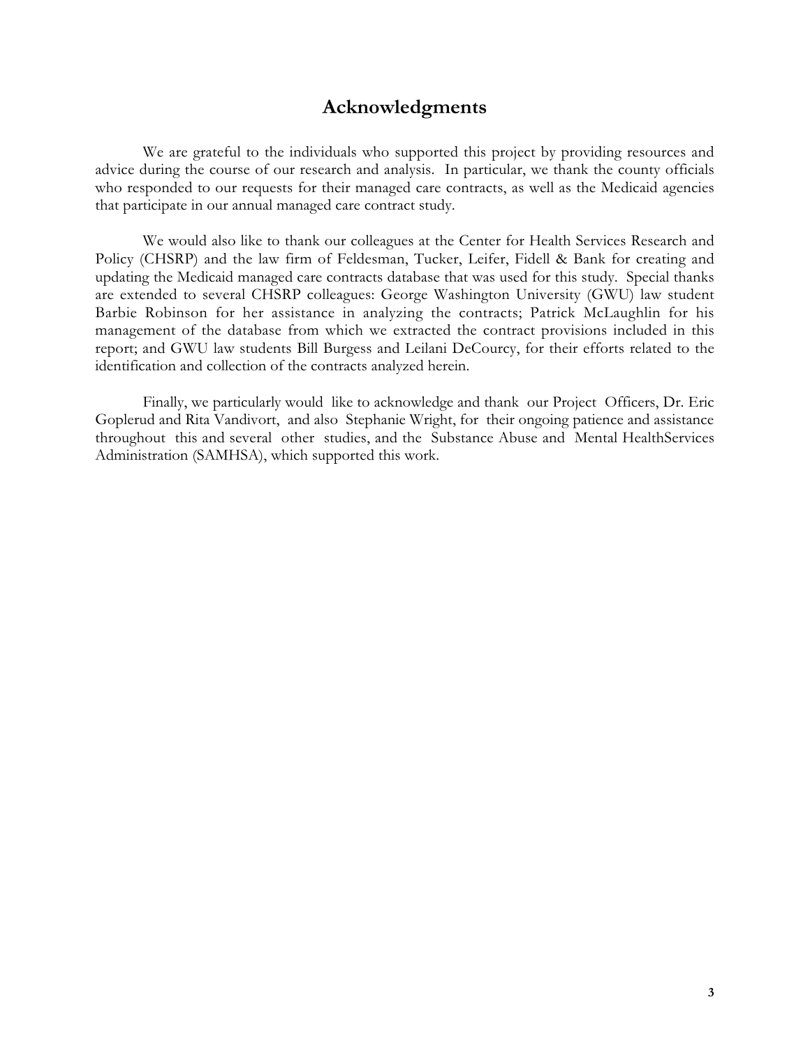## Acknowledgments

We are grateful to the individuals who supported this project by providing resources and advice during the course of our research and analysis. In particular, we thank the county officials who responded to our requests for their managed care contracts, as well as the Medicaid agencies that participate in our annual managed care contract study.

We would also like to thank our colleagues at the Center for Health Services Research and Policy (CHSRP) and the law firm of Feldesman, Tucker, Leifer, Fidell & Bank for creating and updating the Medicaid managed care contracts database that was used for this study. Special thanks are extended to several CHSRP colleagues: George Washington University (GWU) law student Barbie Robinson for her assistance in analyzing the contracts; Patrick McLaughlin for his management of the database from which we extracted the contract provisions included in this report; and GWU law students Bill Burgess and Leilani DeCourcy, for their efforts related to the identification and collection of the contracts analyzed herein.

Finally, we particularly would like to acknowledge and thank our Project Officers, Dr. Eric Goplerud and Rita Vandivort, and also Stephanie Wright, for their ongoing patience and assistance throughout this and several other studies, and the Substance Abuse and Mental HealthServices Administration (SAMHSA), which supported this work.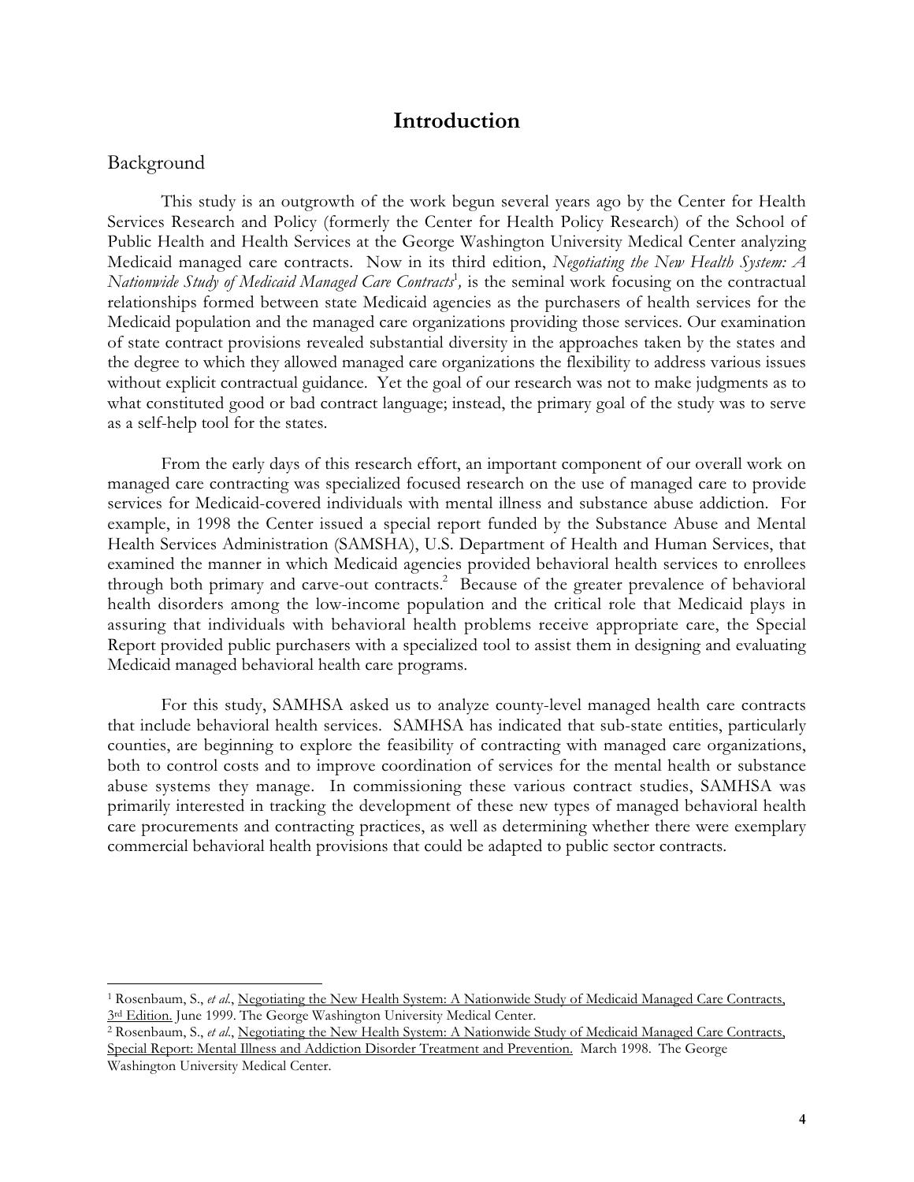# Introduction

## Background

This study is an outgrowth of the work begun several years ago by the Center for Health Services Research and Policy (formerly the Center for Health Policy Research) of the School of Public Health and Health Services at the George Washington University Medical Center analyzing Medicaid managed care contracts. Now in its third edition, *Negotiating the New Health System: A Nationwide Study of Medicaid Managed Care Contracts*[1], is the seminal work focusing on the contractual relationships formed between state Medicaid agencies as the purchasers of health services for the Medicaid population and the managed care organizations providing those services. Our examination of state contract provisions revealed substantial diversity in the approaches taken by the states and the degree to which they allowed managed care organizations the flexibility to address various issues without explicit contractual guidance. Yet the goal of our research was not to make judgments as to what constituted good or bad contract language; instead, the primary goal of the study was to serve as a self-help tool for the states.

From the early days of this research effort, an important component of our overall work on managed care contracting was specialized focused research on the use of managed care to provide services for Medicaid-covered individuals with mental illness and substance abuse addiction. For example, in 1998 the Center issued a special report funded by the Substance Abuse and Mental Health Services Administration (SAMSHA), U.S. Department of Health and Human Services, that examined the manner in which Medicaid agencies provided behavioral health services to enrollees through both primary and carve-out contracts.[2] Because of the greater prevalence of behavioral health disorders among the low-income population and the critical role that Medicaid plays in assuring that individuals with behavioral health problems receive appropriate care, the Special Report provided public purchasers with a specialized tool to assist them in designing and evaluating Medicaid managed behavioral health care programs.

For this study, SAMHSA asked us to analyze county-level managed health care contracts that include behavioral health services. SAMHSA has indicated that sub-state entities, particularly counties, are beginning to explore the feasibility of contracting with managed care organizations, both to control costs and to improve coordination of services for the mental health or substance abuse systems they manage. In commissioning these various contract studies, SAMHSA was primarily interested in tracking the development of these new types of managed behavioral health care procurements and contracting practices, as well as determining whether there were exemplary commercial behavioral health provisions that could be adapted to public sector contracts.

---

[1] Rosenbaum, S., *et al.*, Negotiating the New Health System: A Nationwide Study of Medicaid Managed Care Contracts, 3rd Edition. June 1999. The George Washington University Medical Center.

[2] Rosenbaum, S., *et al.*, Negotiating the New Health System: A Nationwide Study of Medicaid Managed Care Contracts, Special Report: Mental Illness and Addiction Disorder Treatment and Prevention. March 1998. The George Washington University Medical Center.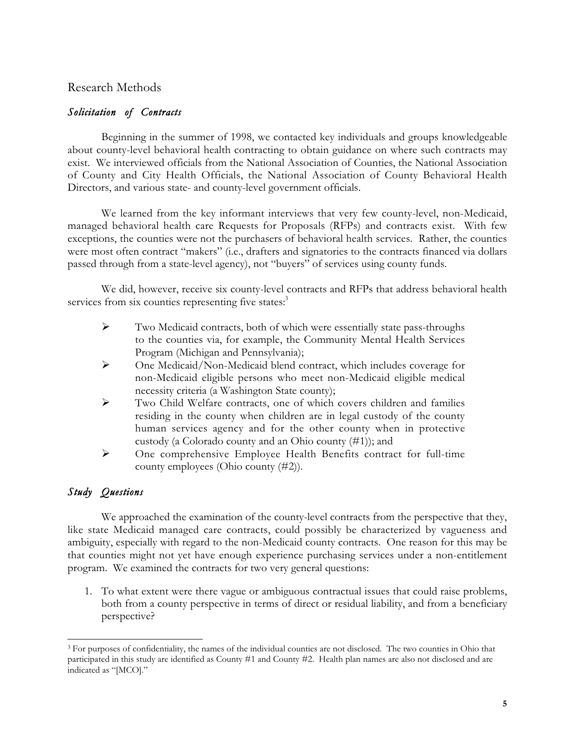## Research Methods

### *Solicitation of Contracts*

Beginning in the summer of 1998, we contacted key individuals and groups knowledgeable about county-level behavioral health contracting to obtain guidance on where such contracts may exist. We interviewed officials from the National Association of Counties, the National Association of County and City Health Officials, the National Association of County Behavioral Health Directors, and various state- and county-level government officials.

We learned from the key informant interviews that very few county-level, non-Medicaid, managed behavioral health care Requests for Proposals (RFPs) and contracts exist. With few exceptions, the counties were not the purchasers of behavioral health services. Rather, the counties were most often contract "makers" (i.e., drafters and signatories to the contracts financed via dollars passed through from a state-level agency), not "buyers" of services using county funds.

We did, however, receive six county-level contracts and RFPs that address behavioral health services from six counties representing five states:[3]

- Two Medicaid contracts, both of which were essentially state pass-throughs to the counties via, for example, the Community Mental Health Services Program (Michigan and Pennsylvania);
- One Medicaid/Non-Medicaid blend contract, which includes coverage for non-Medicaid eligible persons who meet non-Medicaid eligible medical necessity criteria (a Washington State county);
- Two Child Welfare contracts, one of which covers children and families residing in the county when children are in legal custody of the county human services agency and for the other county when in protective custody (a Colorado county and an Ohio county (#1)); and
- One comprehensive Employee Health Benefits contract for full-time county employees (Ohio county (#2)).

### *Study Questions*

We approached the examination of the county-level contracts from the perspective that they, like state Medicaid managed care contracts, could possibly be characterized by vagueness and ambiguity, especially with regard to the non-Medicaid county contracts. One reason for this may be that counties might not yet have enough experience purchasing services under a non-entitlement program. We examined the contracts for two very general questions:

1. To what extent were there vague or ambiguous contractual issues that could raise problems, both from a county perspective in terms of direct or residual liability, and from a beneficiary perspective?

---

[3] For purposes of confidentiality, the names of the individual counties are not disclosed. The two counties in Ohio that participated in this study are identified as County #1 and County #2. Health plan names are also not disclosed and are indicated as "[MCO]."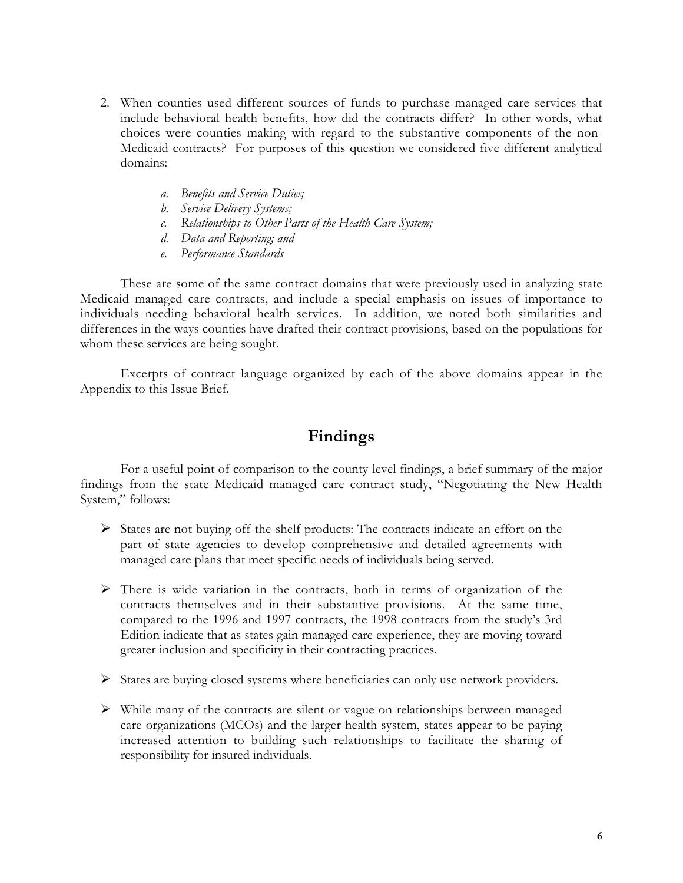2. When counties used different sources of funds to purchase managed care services that include behavioral health benefits, how did the contracts differ? In other words, what choices were counties making with regard to the substantive components of the non-Medicaid contracts? For purposes of this question we considered five different analytical domains:

    a. *Benefits and Service Duties;*
    b. *Service Delivery Systems;*
    c. *Relationships to Other Parts of the Health Care System;*
    d. *Data and Reporting; and*
    e. *Performance Standards*

These are some of the same contract domains that were previously used in analyzing state Medicaid managed care contracts, and include a special emphasis on issues of importance to individuals needing behavioral health services. In addition, we noted both similarities and differences in the ways counties have drafted their contract provisions, based on the populations for whom these services are being sought.

Excerpts of contract language organized by each of the above domains appear in the Appendix to this Issue Brief.

## Findings

For a useful point of comparison to the county-level findings, a brief summary of the major findings from the state Medicaid managed care contract study, "Negotiating the New Health System," follows:

- States are not buying off-the-shelf products: The contracts indicate an effort on the part of state agencies to develop comprehensive and detailed agreements with managed care plans that meet specific needs of individuals being served.

- There is wide variation in the contracts, both in terms of organization of the contracts themselves and in their substantive provisions. At the same time, compared to the 1996 and 1997 contracts, the 1998 contracts from the study's 3rd Edition indicate that as states gain managed care experience, they are moving toward greater inclusion and specificity in their contracting practices.

- States are buying closed systems where beneficiaries can only use network providers.

- While many of the contracts are silent or vague on relationships between managed care organizations (MCOs) and the larger health system, states appear to be paying increased attention to building such relationships to facilitate the sharing of responsibility for insured individuals.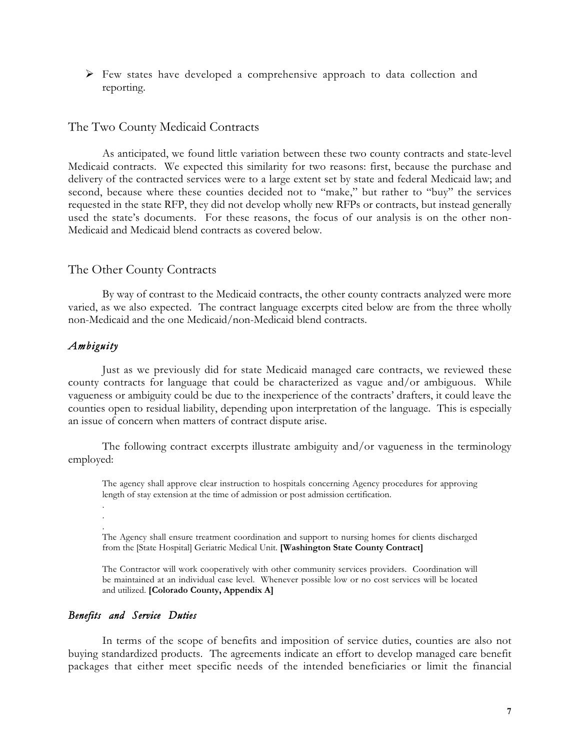- Few states have developed a comprehensive approach to data collection and reporting.

## The Two County Medicaid Contracts

As anticipated, we found little variation between these two county contracts and state-level Medicaid contracts. We expected this similarity for two reasons: first, because the purchase and delivery of the contracted services were to a large extent set by state and federal Medicaid law; and second, because where these counties decided not to "make," but rather to "buy" the services requested in the state RFP, they did not develop wholly new RFPs or contracts, but instead generally used the state's documents. For these reasons, the focus of our analysis is on the other non-Medicaid and Medicaid blend contracts as covered below.

## The Other County Contracts

By way of contrast to the Medicaid contracts, the other county contracts analyzed were more varied, as we also expected. The contract language excerpts cited below are from the three wholly non-Medicaid and the one Medicaid/non-Medicaid blend contracts.

### *Ambiguity*

Just as we previously did for state Medicaid managed care contracts, we reviewed these county contracts for language that could be characterized as vague and/or ambiguous. While vagueness or ambiguity could be due to the inexperience of the contracts' drafters, it could leave the counties open to residual liability, depending upon interpretation of the language. This is especially an issue of concern when matters of contract dispute arise.

The following contract excerpts illustrate ambiguity and/or vagueness in the terminology employed:

> The agency shall approve clear instruction to hospitals concerning Agency procedures for approving length of stay extension at the time of admission or post admission certification.
>
> .
> .
> .
>
> The Agency shall ensure treatment coordination and support to nursing homes for clients discharged from the [State Hospital] Geriatric Medical Unit. **[Washington State County Contract]**

> The Contractor will work cooperatively with other community services providers. Coordination will be maintained at an individual case level. Whenever possible low or no cost services will be located and utilized. **[Colorado County, Appendix A]**

### *Benefits and Service Duties*

In terms of the scope of benefits and imposition of service duties, counties are also not buying standardized products. The agreements indicate an effort to develop managed care benefit packages that either meet specific needs of the intended beneficiaries or limit the financial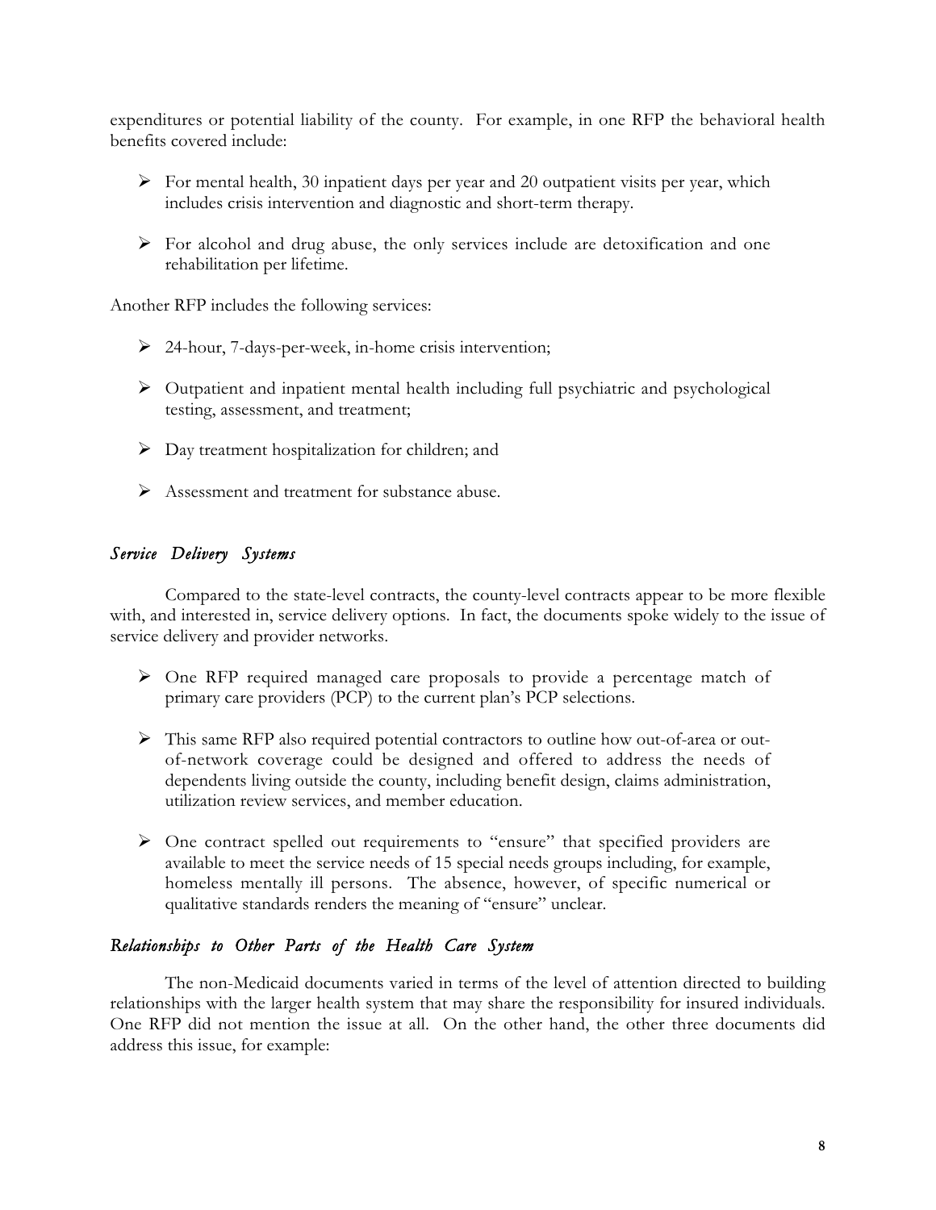expenditures or potential liability of the county. For example, in one RFP the behavioral health benefits covered include:

- For mental health, 30 inpatient days per year and 20 outpatient visits per year, which includes crisis intervention and diagnostic and short-term therapy.
- For alcohol and drug abuse, the only services include are detoxification and one rehabilitation per lifetime.

Another RFP includes the following services:

- 24-hour, 7-days-per-week, in-home crisis intervention;
- Outpatient and inpatient mental health including full psychiatric and psychological testing, assessment, and treatment;
- Day treatment hospitalization for children; and
- Assessment and treatment for substance abuse.

### *Service Delivery Systems*

Compared to the state-level contracts, the county-level contracts appear to be more flexible with, and interested in, service delivery options. In fact, the documents spoke widely to the issue of service delivery and provider networks.

- One RFP required managed care proposals to provide a percentage match of primary care providers (PCP) to the current plan's PCP selections.
- This same RFP also required potential contractors to outline how out-of-area or out-of-network coverage could be designed and offered to address the needs of dependents living outside the county, including benefit design, claims administration, utilization review services, and member education.
- One contract spelled out requirements to "ensure" that specified providers are available to meet the service needs of 15 special needs groups including, for example, homeless mentally ill persons. The absence, however, of specific numerical or qualitative standards renders the meaning of "ensure" unclear.

### *Relationships to Other Parts of the Health Care System*

The non-Medicaid documents varied in terms of the level of attention directed to building relationships with the larger health system that may share the responsibility for insured individuals. One RFP did not mention the issue at all. On the other hand, the other three documents did address this issue, for example: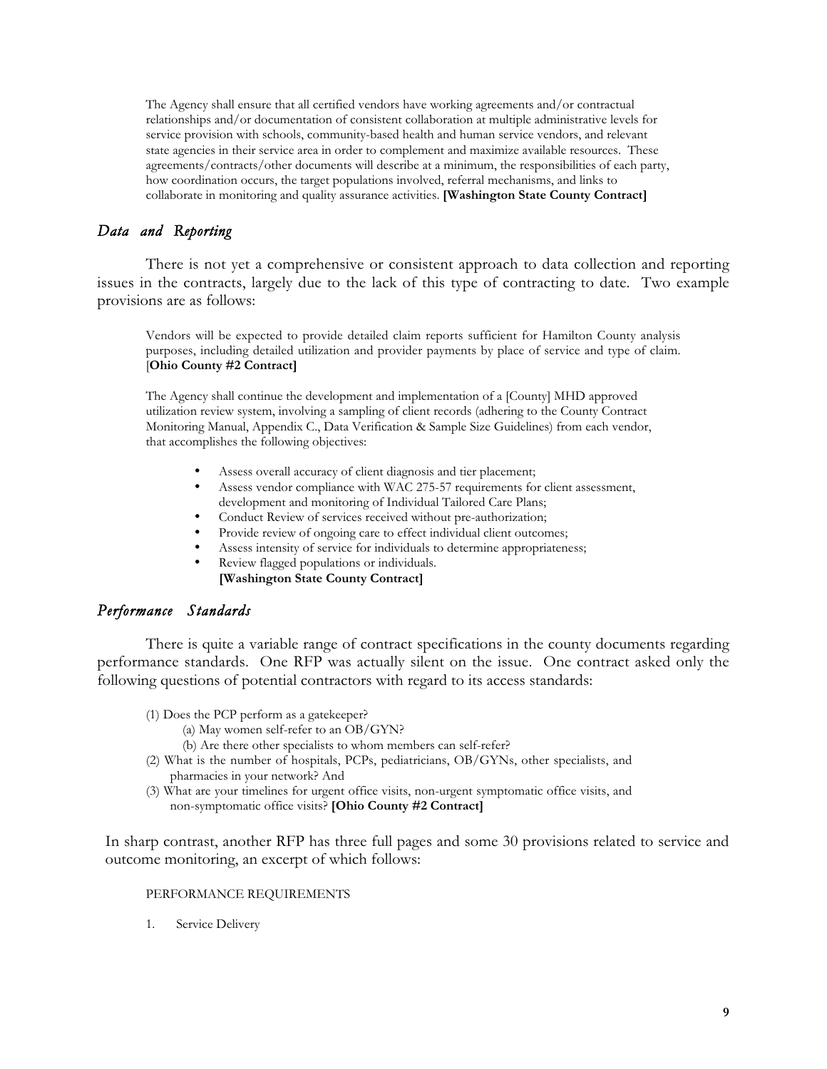> The Agency shall ensure that all certified vendors have working agreements and/or contractual relationships and/or documentation of consistent collaboration at multiple administrative levels for service provision with schools, community-based health and human service vendors, and relevant state agencies in their service area in order to complement and maximize available resources. These agreements/contracts/other documents will describe at a minimum, the responsibilities of each party, how coordination occurs, the target populations involved, referral mechanisms, and links to collaborate in monitoring and quality assurance activities. **[Washington State County Contract]**

### *Data and Reporting*

There is not yet a comprehensive or consistent approach to data collection and reporting issues in the contracts, largely due to the lack of this type of contracting to date. Two example provisions are as follows:

> Vendors will be expected to provide detailed claim reports sufficient for Hamilton County analysis purposes, including detailed utilization and provider payments by place of service and type of claim. [**Ohio County #2 Contract]**

> The Agency shall continue the development and implementation of a [County] MHD approved utilization review system, involving a sampling of client records (adhering to the County Contract Monitoring Manual, Appendix C., Data Verification & Sample Size Guidelines) from each vendor, that accomplishes the following objectives:
>
> - Assess overall accuracy of client diagnosis and tier placement;
> - Assess vendor compliance with WAC 275-57 requirements for client assessment, development and monitoring of Individual Tailored Care Plans;
> - Conduct Review of services received without pre-authorization;
> - Provide review of ongoing care to effect individual client outcomes;
> - Assess intensity of service for individuals to determine appropriateness;
> - Review flagged populations or individuals.
>
> **[Washington State County Contract]**

### *Performance Standards*

There is quite a variable range of contract specifications in the county documents regarding performance standards. One RFP was actually silent on the issue. One contract asked only the following questions of potential contractors with regard to its access standards:

> (1) Does the PCP perform as a gatekeeper?
>   (a) May women self-refer to an OB/GYN?
>   (b) Are there other specialists to whom members can self-refer?
> (2) What is the number of hospitals, PCPs, pediatricians, OB/GYNs, other specialists, and pharmacies in your network? And
> (3) What are your timelines for urgent office visits, non-urgent symptomatic office visits, and non-symptomatic office visits? **[Ohio County #2 Contract]**

In sharp contrast, another RFP has three full pages and some 30 provisions related to service and outcome monitoring, an excerpt of which follows:

> PERFORMANCE REQUIREMENTS
>
> 1. Service Delivery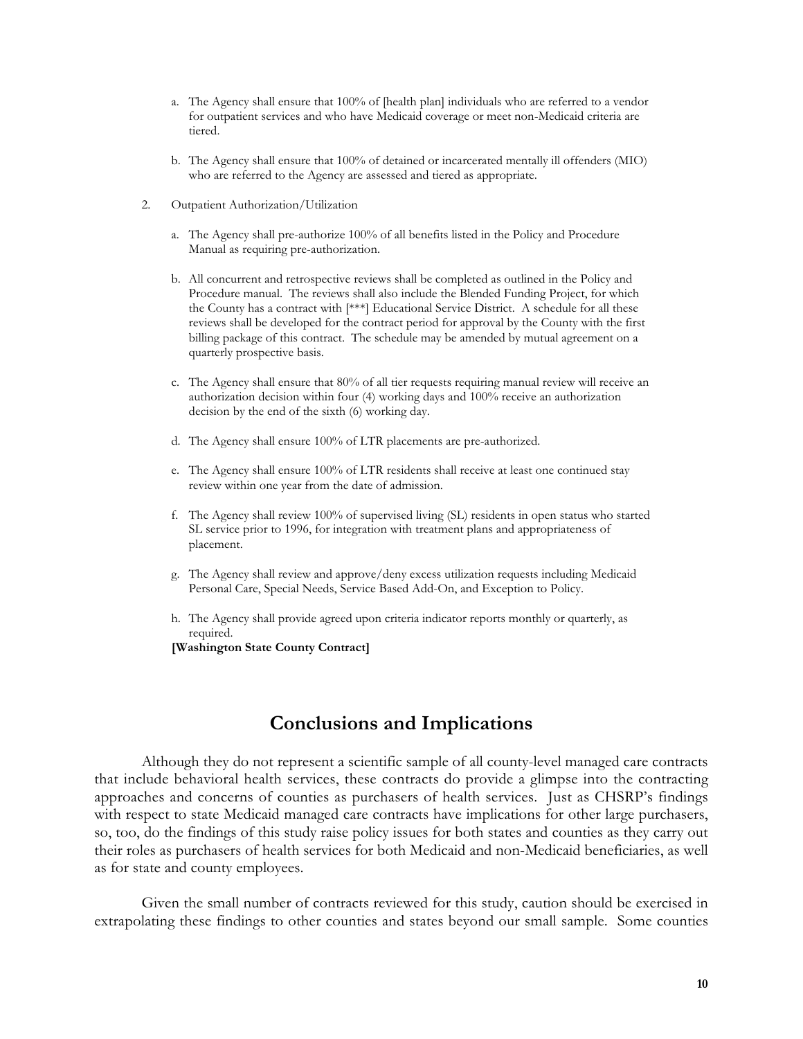a. The Agency shall ensure that 100% of [health plan] individuals who are referred to a vendor for outpatient services and who have Medicaid coverage or meet non-Medicaid criteria are tiered.

b. The Agency shall ensure that 100% of detained or incarcerated mentally ill offenders (MIO) who are referred to the Agency are assessed and tiered as appropriate.

2. Outpatient Authorization/Utilization

a. The Agency shall pre-authorize 100% of all benefits listed in the Policy and Procedure Manual as requiring pre-authorization.

b. All concurrent and retrospective reviews shall be completed as outlined in the Policy and Procedure manual. The reviews shall also include the Blended Funding Project, for which the County has a contract with [***] Educational Service District. A schedule for all these reviews shall be developed for the contract period for approval by the County with the first billing package of this contract. The schedule may be amended by mutual agreement on a quarterly prospective basis.

c. The Agency shall ensure that 80% of all tier requests requiring manual review will receive an authorization decision within four (4) working days and 100% receive an authorization decision by the end of the sixth (6) working day.

d. The Agency shall ensure 100% of LTR placements are pre-authorized.

e. The Agency shall ensure 100% of LTR residents shall receive at least one continued stay review within one year from the date of admission.

f. The Agency shall review 100% of supervised living (SL) residents in open status who started SL service prior to 1996, for integration with treatment plans and appropriateness of placement.

g. The Agency shall review and approve/deny excess utilization requests including Medicaid Personal Care, Special Needs, Service Based Add-On, and Exception to Policy.

h. The Agency shall provide agreed upon criteria indicator reports monthly or quarterly, as required.

**[Washington State County Contract]**

## Conclusions and Implications

Although they do not represent a scientific sample of all county-level managed care contracts that include behavioral health services, these contracts do provide a glimpse into the contracting approaches and concerns of counties as purchasers of health services. Just as CHSRP's findings with respect to state Medicaid managed care contracts have implications for other large purchasers, so, too, do the findings of this study raise policy issues for both states and counties as they carry out their roles as purchasers of health services for both Medicaid and non-Medicaid beneficiaries, as well as for state and county employees.

Given the small number of contracts reviewed for this study, caution should be exercised in extrapolating these findings to other counties and states beyond our small sample. Some counties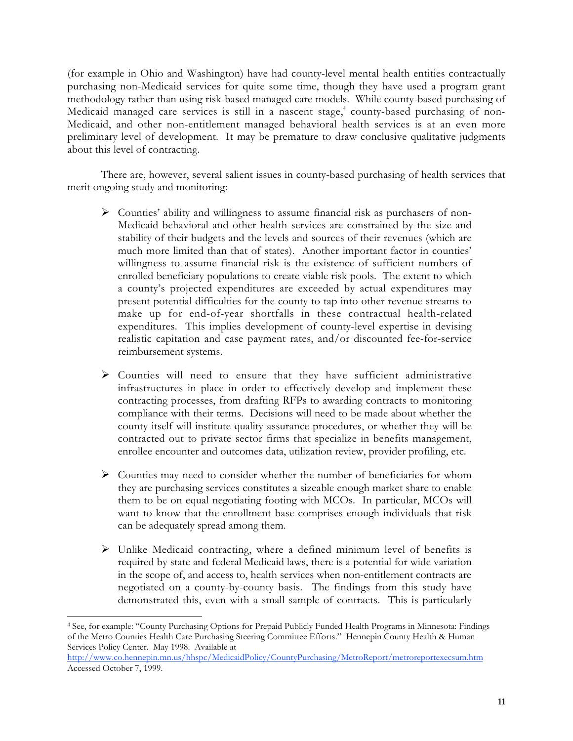(for example in Ohio and Washington) have had county-level mental health entities contractually purchasing non-Medicaid services for quite some time, though they have used a program grant methodology rather than using risk-based managed care models. While county-based purchasing of Medicaid managed care services is still in a nascent stage,[4] county-based purchasing of non-Medicaid, and other non-entitlement managed behavioral health services is at an even more preliminary level of development. It may be premature to draw conclusive qualitative judgments about this level of contracting.

There are, however, several salient issues in county-based purchasing of health services that merit ongoing study and monitoring:

- Counties' ability and willingness to assume financial risk as purchasers of non-Medicaid behavioral and other health services are constrained by the size and stability of their budgets and the levels and sources of their revenues (which are much more limited than that of states). Another important factor in counties' willingness to assume financial risk is the existence of sufficient numbers of enrolled beneficiary populations to create viable risk pools. The extent to which a county's projected expenditures are exceeded by actual expenditures may present potential difficulties for the county to tap into other revenue streams to make up for end-of-year shortfalls in these contractual health-related expenditures. This implies development of county-level expertise in devising realistic capitation and case payment rates, and/or discounted fee-for-service reimbursement systems.

- Counties will need to ensure that they have sufficient administrative infrastructures in place in order to effectively develop and implement these contracting processes, from drafting RFPs to awarding contracts to monitoring compliance with their terms. Decisions will need to be made about whether the county itself will institute quality assurance procedures, or whether they will be contracted out to private sector firms that specialize in benefits management, enrollee encounter and outcomes data, utilization review, provider profiling, etc.

- Counties may need to consider whether the number of beneficiaries for whom they are purchasing services constitutes a sizeable enough market share to enable them to be on equal negotiating footing with MCOs. In particular, MCOs will want to know that the enrollment base comprises enough individuals that risk can be adequately spread among them.

- Unlike Medicaid contracting, where a defined minimum level of benefits is required by state and federal Medicaid laws, there is a potential for wide variation in the scope of, and access to, health services when non-entitlement contracts are negotiated on a county-by-county basis. The findings from this study have demonstrated this, even with a small sample of contracts. This is particularly

---

[4] See, for example: "County Purchasing Options for Prepaid Publicly Funded Health Programs in Minnesota: Findings of the Metro Counties Health Care Purchasing Steering Committee Efforts." Hennepin County Health & Human Services Policy Center. May 1998. Available at http://www.co.hennepin.mn.us/hhspc/MedicaidPolicy/CountyPurchasing/MetroReport/metroreportexecsum.htm Accessed October 7, 1999.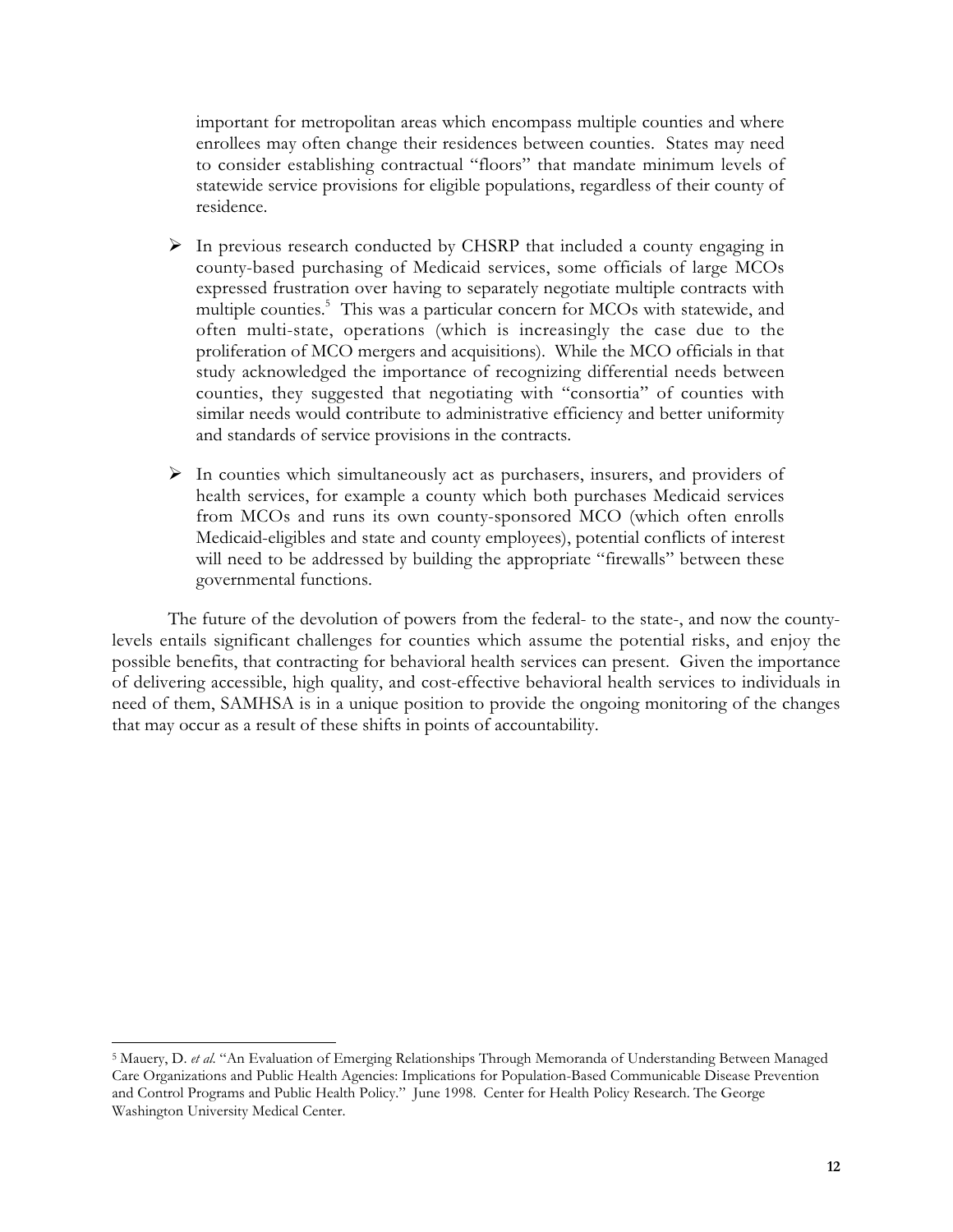important for metropolitan areas which encompass multiple counties and where enrollees may often change their residences between counties. States may need to consider establishing contractual "floors" that mandate minimum levels of statewide service provisions for eligible populations, regardless of their county of residence.

- In previous research conducted by CHSRP that included a county engaging in county-based purchasing of Medicaid services, some officials of large MCOs expressed frustration over having to separately negotiate multiple contracts with multiple counties.[5] This was a particular concern for MCOs with statewide, and often multi-state, operations (which is increasingly the case due to the proliferation of MCO mergers and acquisitions). While the MCO officials in that study acknowledged the importance of recognizing differential needs between counties, they suggested that negotiating with "consortia" of counties with similar needs would contribute to administrative efficiency and better uniformity and standards of service provisions in the contracts.

- In counties which simultaneously act as purchasers, insurers, and providers of health services, for example a county which both purchases Medicaid services from MCOs and runs its own county-sponsored MCO (which often enrolls Medicaid-eligibles and state and county employees), potential conflicts of interest will need to be addressed by building the appropriate "firewalls" between these governmental functions.

The future of the devolution of powers from the federal- to the state-, and now the county-levels entails significant challenges for counties which assume the potential risks, and enjoy the possible benefits, that contracting for behavioral health services can present. Given the importance of delivering accessible, high quality, and cost-effective behavioral health services to individuals in need of them, SAMHSA is in a unique position to provide the ongoing monitoring of the changes that may occur as a result of these shifts in points of accountability.

---

[5] Mauery, D. *et al*. "An Evaluation of Emerging Relationships Through Memoranda of Understanding Between Managed Care Organizations and Public Health Agencies: Implications for Population-Based Communicable Disease Prevention and Control Programs and Public Health Policy." June 1998. Center for Health Policy Research. The George Washington University Medical Center.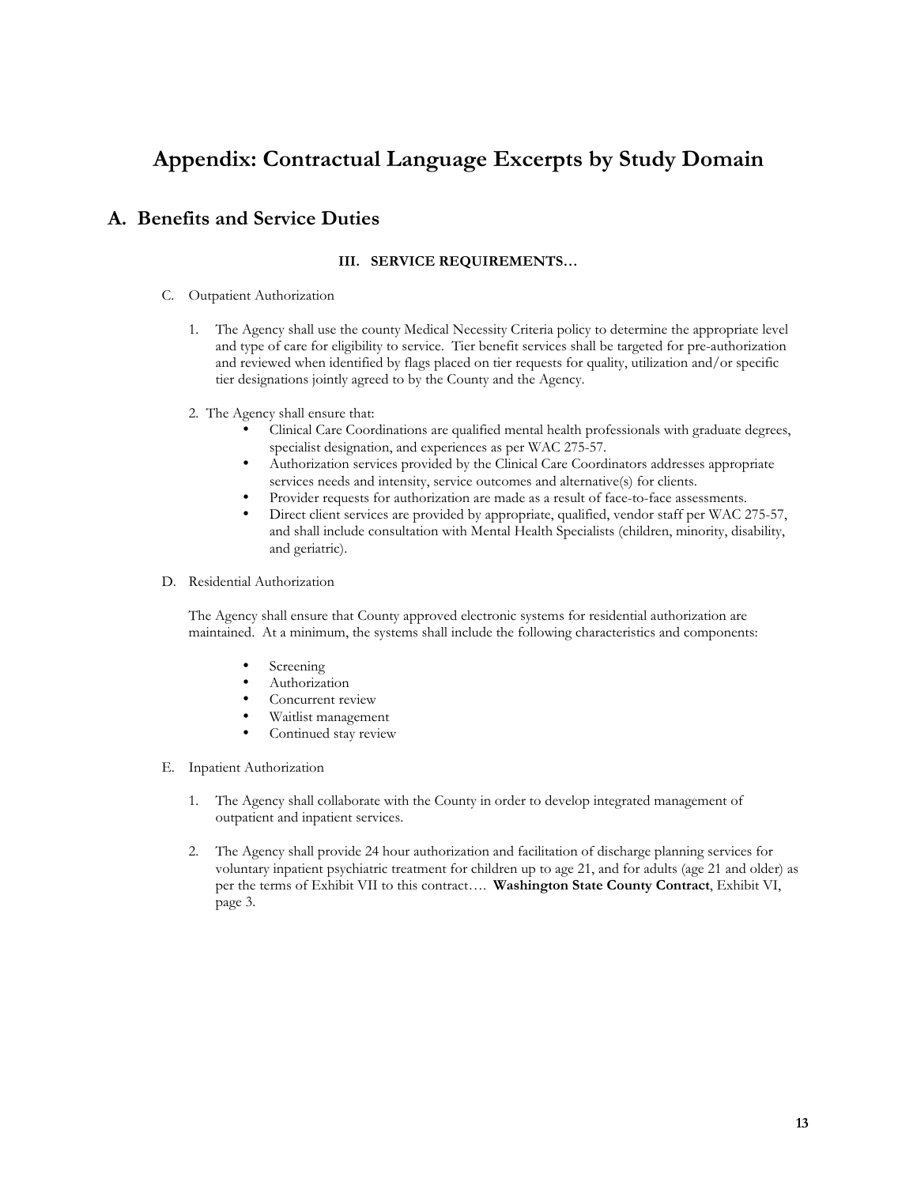# Appendix: Contractual Language Excerpts by Study Domain

## A. Benefits and Service Duties

**III. SERVICE REQUIREMENTS…**

C. Outpatient Authorization

1. The Agency shall use the county Medical Necessity Criteria policy to determine the appropriate level and type of care for eligibility to service. Tier benefit services shall be targeted for pre-authorization and reviewed when identified by flags placed on tier requests for quality, utilization and/or specific tier designations jointly agreed to by the County and the Agency.

2. The Agency shall ensure that:
   - Clinical Care Coordinations are qualified mental health professionals with graduate degrees, specialist designation, and experiences as per WAC 275-57.
   - Authorization services provided by the Clinical Care Coordinators addresses appropriate services needs and intensity, service outcomes and alternative(s) for clients.
   - Provider requests for authorization are made as a result of face-to-face assessments.
   - Direct client services are provided by appropriate, qualified, vendor staff per WAC 275-57, and shall include consultation with Mental Health Specialists (children, minority, disability, and geriatric).

D. Residential Authorization

The Agency shall ensure that County approved electronic systems for residential authorization are maintained. At a minimum, the systems shall include the following characteristics and components:

- Screening
- Authorization
- Concurrent review
- Waitlist management
- Continued stay review

E. Inpatient Authorization

1. The Agency shall collaborate with the County in order to develop integrated management of outpatient and inpatient services.

2. The Agency shall provide 24 hour authorization and facilitation of discharge planning services for voluntary inpatient psychiatric treatment for children up to age 21, and for adults (age 21 and older) as per the terms of Exhibit VII to this contract…. **Washington State County Contract**, Exhibit VI, page 3.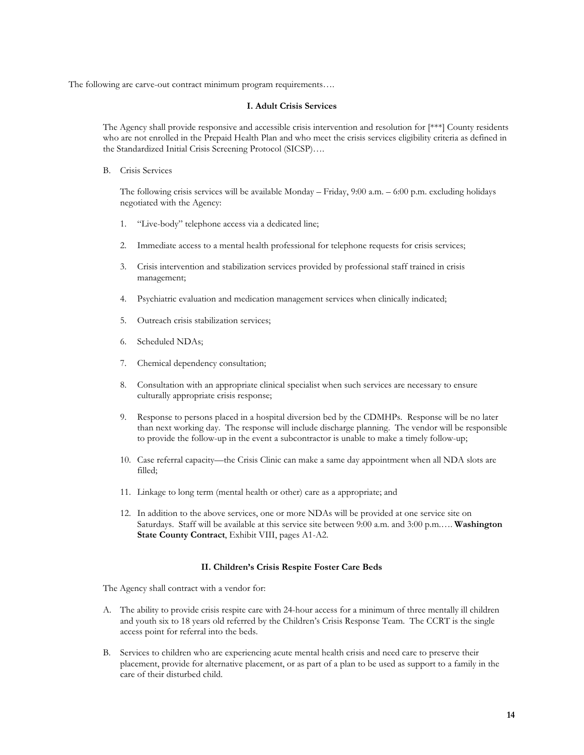The following are carve-out contract minimum program requirements….

### I. Adult Crisis Services

The Agency shall provide responsive and accessible crisis intervention and resolution for [***] County residents who are not enrolled in the Prepaid Health Plan and who meet the crisis services eligibility criteria as defined in the Standardized Initial Crisis Screening Protocol (SICSP)….

B. Crisis Services

The following crisis services will be available Monday – Friday, 9:00 a.m. – 6:00 p.m. excluding holidays negotiated with the Agency:

1. "Live-body" telephone access via a dedicated line;
2. Immediate access to a mental health professional for telephone requests for crisis services;
3. Crisis intervention and stabilization services provided by professional staff trained in crisis management;
4. Psychiatric evaluation and medication management services when clinically indicated;
5. Outreach crisis stabilization services;
6. Scheduled NDAs;
7. Chemical dependency consultation;
8. Consultation with an appropriate clinical specialist when such services are necessary to ensure culturally appropriate crisis response;
9. Response to persons placed in a hospital diversion bed by the CDMHPs. Response will be no later than next working day. The response will include discharge planning. The vendor will be responsible to provide the follow-up in the event a subcontractor is unable to make a timely follow-up;
10. Case referral capacity—the Crisis Clinic can make a same day appointment when all NDA slots are filled;
11. Linkage to long term (mental health or other) care as a appropriate; and
12. In addition to the above services, one or more NDAs will be provided at one service site on Saturdays. Staff will be available at this service site between 9:00 a.m. and 3:00 p.m.…. **Washington State County Contract**, Exhibit VIII, pages A1-A2.

### II. Children's Crisis Respite Foster Care Beds

The Agency shall contract with a vendor for:

A. The ability to provide crisis respite care with 24-hour access for a minimum of three mentally ill children and youth six to 18 years old referred by the Children's Crisis Response Team. The CCRT is the single access point for referral into the beds.

B. Services to children who are experiencing acute mental health crisis and need care to preserve their placement, provide for alternative placement, or as part of a plan to be used as support to a family in the care of their disturbed child.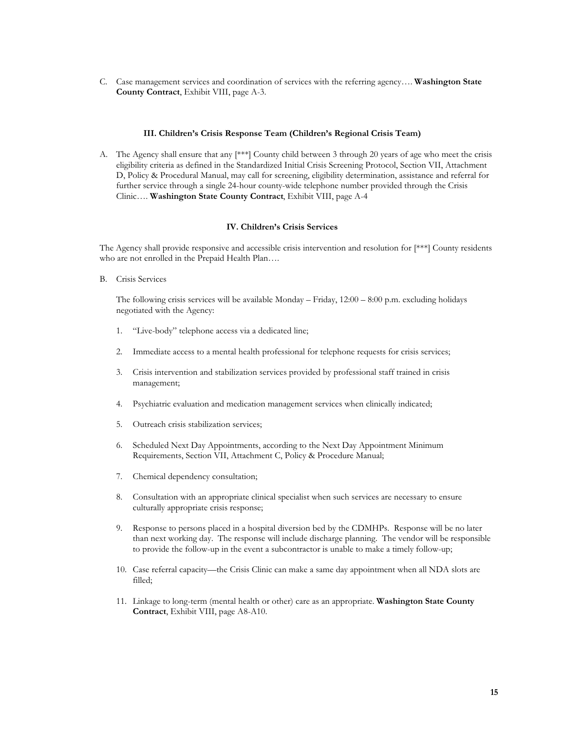C. Case management services and coordination of services with the referring agency…. **Washington State County Contract**, Exhibit VIII, page A-3.

#### III. Children's Crisis Response Team (Children's Regional Crisis Team)

A. The Agency shall ensure that any [***] County child between 3 through 20 years of age who meet the crisis eligibility criteria as defined in the Standardized Initial Crisis Screening Protocol, Section VII, Attachment D, Policy & Procedural Manual, may call for screening, eligibility determination, assistance and referral for further service through a single 24-hour county-wide telephone number provided through the Crisis Clinic…. **Washington State County Contract**, Exhibit VIII, page A-4

#### IV. Children's Crisis Services

The Agency shall provide responsive and accessible crisis intervention and resolution for [***] County residents who are not enrolled in the Prepaid Health Plan….

B. Crisis Services

   The following crisis services will be available Monday – Friday, 12:00 – 8:00 p.m. excluding holidays negotiated with the Agency:

   1. "Live-body" telephone access via a dedicated line;
   2. Immediate access to a mental health professional for telephone requests for crisis services;
   3. Crisis intervention and stabilization services provided by professional staff trained in crisis management;
   4. Psychiatric evaluation and medication management services when clinically indicated;
   5. Outreach crisis stabilization services;
   6. Scheduled Next Day Appointments, according to the Next Day Appointment Minimum Requirements, Section VII, Attachment C, Policy & Procedure Manual;
   7. Chemical dependency consultation;
   8. Consultation with an appropriate clinical specialist when such services are necessary to ensure culturally appropriate crisis response;
   9. Response to persons placed in a hospital diversion bed by the CDMHPs. Response will be no later than next working day. The response will include discharge planning. The vendor will be responsible to provide the follow-up in the event a subcontractor is unable to make a timely follow-up;
   10. Case referral capacity—the Crisis Clinic can make a same day appointment when all NDA slots are filled;
   11. Linkage to long-term (mental health or other) care as an appropriate. **Washington State County Contract**, Exhibit VIII, page A8-A10.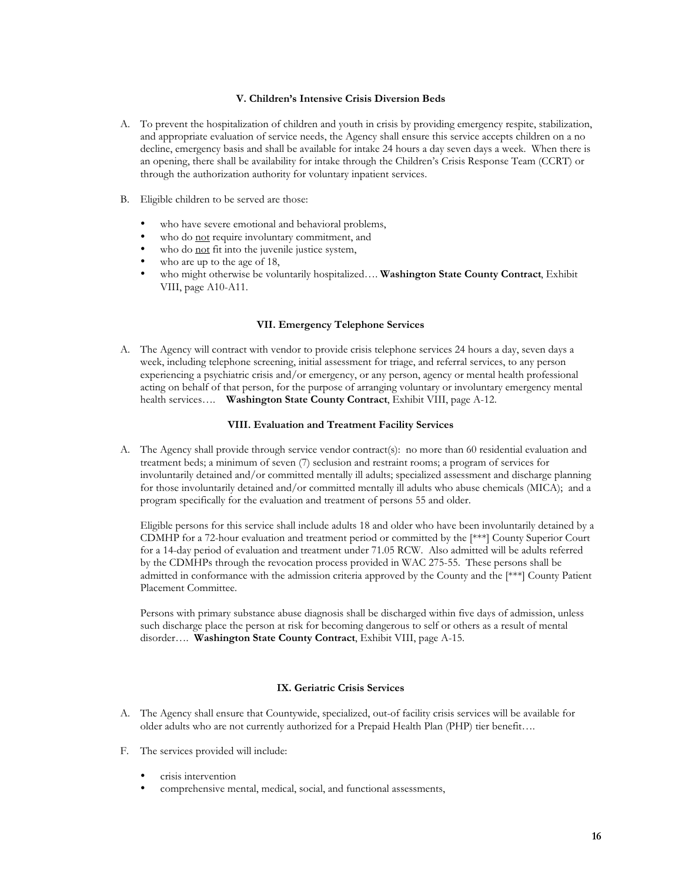### V. Children's Intensive Crisis Diversion Beds

A. To prevent the hospitalization of children and youth in crisis by providing emergency respite, stabilization, and appropriate evaluation of service needs, the Agency shall ensure this service accepts children on a no decline, emergency basis and shall be available for intake 24 hours a day seven days a week. When there is an opening, there shall be availability for intake through the Children's Crisis Response Team (CCRT) or through the authorization authority for voluntary inpatient services.

B. Eligible children to be served are those:

- who have severe emotional and behavioral problems,
- who do <u>not</u> require involuntary commitment, and
- who do <u>not</u> fit into the juvenile justice system,
- who are up to the age of 18,
- who might otherwise be voluntarily hospitalized…. **Washington State County Contract**, Exhibit VIII, page A10-A11.

### VII. Emergency Telephone Services

A. The Agency will contract with vendor to provide crisis telephone services 24 hours a day, seven days a week, including telephone screening, initial assessment for triage, and referral services, to any person experiencing a psychiatric crisis and/or emergency, or any person, agency or mental health professional acting on behalf of that person, for the purpose of arranging voluntary or involuntary emergency mental health services…. **Washington State County Contract**, Exhibit VIII, page A-12.

### VIII. Evaluation and Treatment Facility Services

A. The Agency shall provide through service vendor contract(s): no more than 60 residential evaluation and treatment beds; a minimum of seven (7) seclusion and restraint rooms; a program of services for involuntarily detained and/or committed mentally ill adults; specialized assessment and discharge planning for those involuntarily detained and/or committed mentally ill adults who abuse chemicals (MICA); and a program specifically for the evaluation and treatment of persons 55 and older.

Eligible persons for this service shall include adults 18 and older who have been involuntarily detained by a CDMHP for a 72-hour evaluation and treatment period or committed by the [***] County Superior Court for a 14-day period of evaluation and treatment under 71.05 RCW. Also admitted will be adults referred by the CDMHPs through the revocation process provided in WAC 275-55. These persons shall be admitted in conformance with the admission criteria approved by the County and the [***] County Patient Placement Committee.

Persons with primary substance abuse diagnosis shall be discharged within five days of admission, unless such discharge place the person at risk for becoming dangerous to self or others as a result of mental disorder…. **Washington State County Contract**, Exhibit VIII, page A-15.

### IX. Geriatric Crisis Services

A. The Agency shall ensure that Countywide, specialized, out-of facility crisis services will be available for older adults who are not currently authorized for a Prepaid Health Plan (PHP) tier benefit….

F. The services provided will include:

- crisis intervention
- comprehensive mental, medical, social, and functional assessments,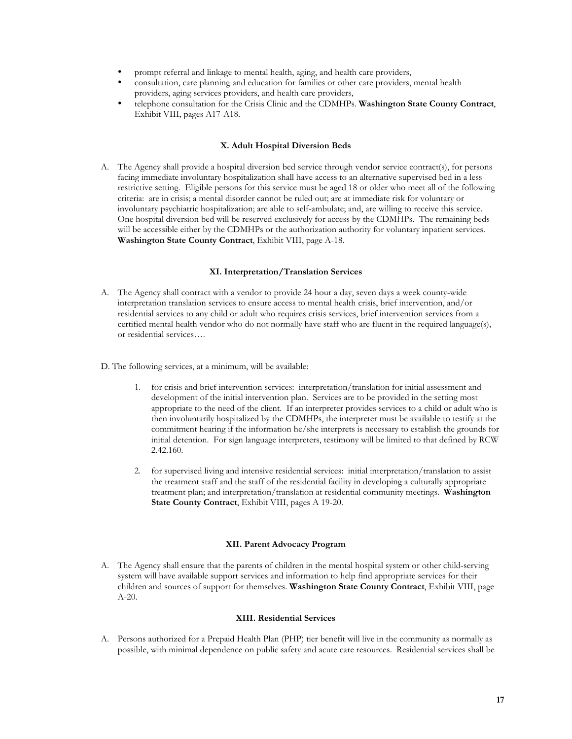- prompt referral and linkage to mental health, aging, and health care providers,
- consultation, care planning and education for families or other care providers, mental health providers, aging services providers, and health care providers,
- telephone consultation for the Crisis Clinic and the CDMHPs. **Washington State County Contract**, Exhibit VIII, pages A17-A18.

### X. Adult Hospital Diversion Beds

A. The Agency shall provide a hospital diversion bed service through vendor service contract(s), for persons facing immediate involuntary hospitalization shall have access to an alternative supervised bed in a less restrictive setting. Eligible persons for this service must be aged 18 or older who meet all of the following criteria: are in crisis; a mental disorder cannot be ruled out; are at immediate risk for voluntary or involuntary psychiatric hospitalization; are able to self-ambulate; and, are willing to receive this service. One hospital diversion bed will be reserved exclusively for access by the CDMHPs. The remaining beds will be accessible either by the CDMHPs or the authorization authority for voluntary inpatient services. **Washington State County Contract**, Exhibit VIII, page A-18.

### XI. Interpretation/Translation Services

A. The Agency shall contract with a vendor to provide 24 hour a day, seven days a week county-wide interpretation translation services to ensure access to mental health crisis, brief intervention, and/or residential services to any child or adult who requires crisis services, brief intervention services from a certified mental health vendor who do not normally have staff who are fluent in the required language(s), or residential services….

D. The following services, at a minimum, will be available:

1. for crisis and brief intervention services: interpretation/translation for initial assessment and development of the initial intervention plan. Services are to be provided in the setting most appropriate to the need of the client. If an interpreter provides services to a child or adult who is then involuntarily hospitalized by the CDMHPs, the interpreter must be available to testify at the commitment hearing if the information he/she interprets is necessary to establish the grounds for initial detention. For sign language interpreters, testimony will be limited to that defined by RCW 2.42.160.

2. for supervised living and intensive residential services: initial interpretation/translation to assist the treatment staff and the staff of the residential facility in developing a culturally appropriate treatment plan; and interpretation/translation at residential community meetings. **Washington State County Contract**, Exhibit VIII, pages A 19-20.

### XII. Parent Advocacy Program

A. The Agency shall ensure that the parents of children in the mental hospital system or other child-serving system will have available support services and information to help find appropriate services for their children and sources of support for themselves. **Washington State County Contract**, Exhibit VIII, page A-20.

### XIII. Residential Services

A. Persons authorized for a Prepaid Health Plan (PHP) tier benefit will live in the community as normally as possible, with minimal dependence on public safety and acute care resources. Residential services shall be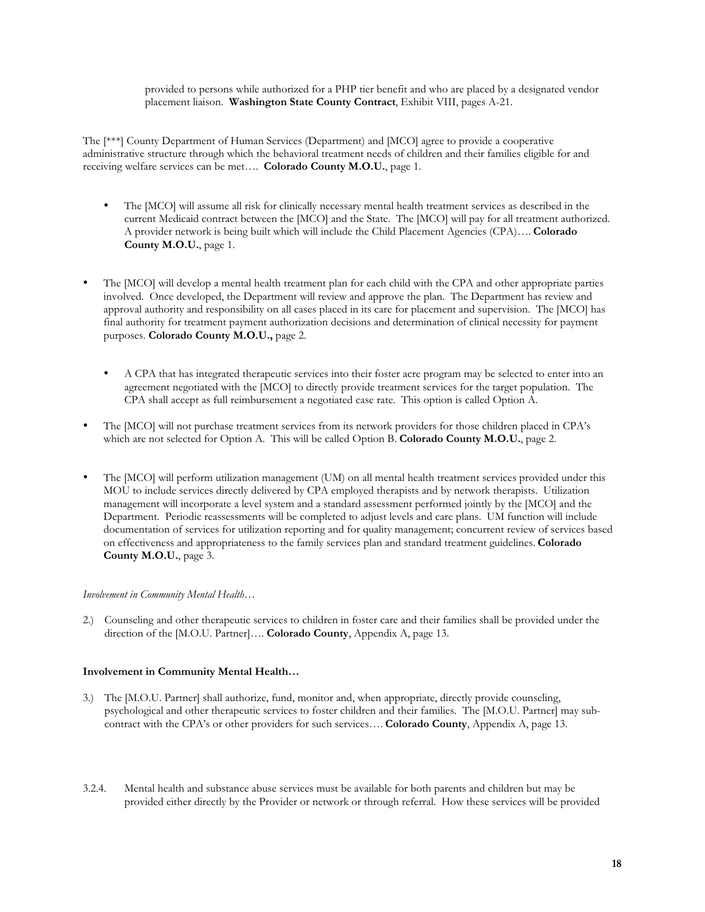provided to persons while authorized for a PHP tier benefit and who are placed by a designated vendor placement liaison. **Washington State County Contract**, Exhibit VIII, pages A-21.

The [***] County Department of Human Services (Department) and [MCO] agree to provide a cooperative administrative structure through which the behavioral treatment needs of children and their families eligible for and receiving welfare services can be met…. **Colorado County M.O.U.**, page 1.

- The [MCO] will assume all risk for clinically necessary mental health treatment services as described in the current Medicaid contract between the [MCO] and the State. The [MCO] will pay for all treatment authorized. A provider network is being built which will include the Child Placement Agencies (CPA)…. **Colorado County M.O.U.**, page 1.

- The [MCO] will develop a mental health treatment plan for each child with the CPA and other appropriate parties involved. Once developed, the Department will review and approve the plan. The Department has review and approval authority and responsibility on all cases placed in its care for placement and supervision. The [MCO] has final authority for treatment payment authorization decisions and determination of clinical necessity for payment purposes. **Colorado County M.O.U.,** page 2.

  - A CPA that has integrated therapeutic services into their foster acre program may be selected to enter into an agreement negotiated with the [MCO] to directly provide treatment services for the target population. The CPA shall accept as full reimbursement a negotiated case rate. This option is called Option A.

- The [MCO] will not purchase treatment services from its network providers for those children placed in CPA's which are not selected for Option A. This will be called Option B. **Colorado County M.O.U.**, page 2.

- The [MCO] will perform utilization management (UM) on all mental health treatment services provided under this MOU to include services directly delivered by CPA employed therapists and by network therapists. Utilization management will incorporate a level system and a standard assessment performed jointly by the [MCO] and the Department. Periodic reassessments will be completed to adjust levels and care plans. UM function will include documentation of services for utilization reporting and for quality management; concurrent review of services based on effectiveness and appropriateness to the family services plan and standard treatment guidelines. **Colorado County M.O.U.**, page 3.

*Involvement in Community Mental Health…*

2.) Counseling and other therapeutic services to children in foster care and their families shall be provided under the direction of the [M.O.U. Partner]…. **Colorado County**, Appendix A, page 13.

**Involvement in Community Mental Health…**

3.) The [M.O.U. Partner] shall authorize, fund, monitor and, when appropriate, directly provide counseling, psychological and other therapeutic services to foster children and their families. The [M.O.U. Partner] may sub-contract with the CPA's or other providers for such services…. **Colorado County**, Appendix A, page 13.

3.2.4. Mental health and substance abuse services must be available for both parents and children but may be provided either directly by the Provider or network or through referral. How these services will be provided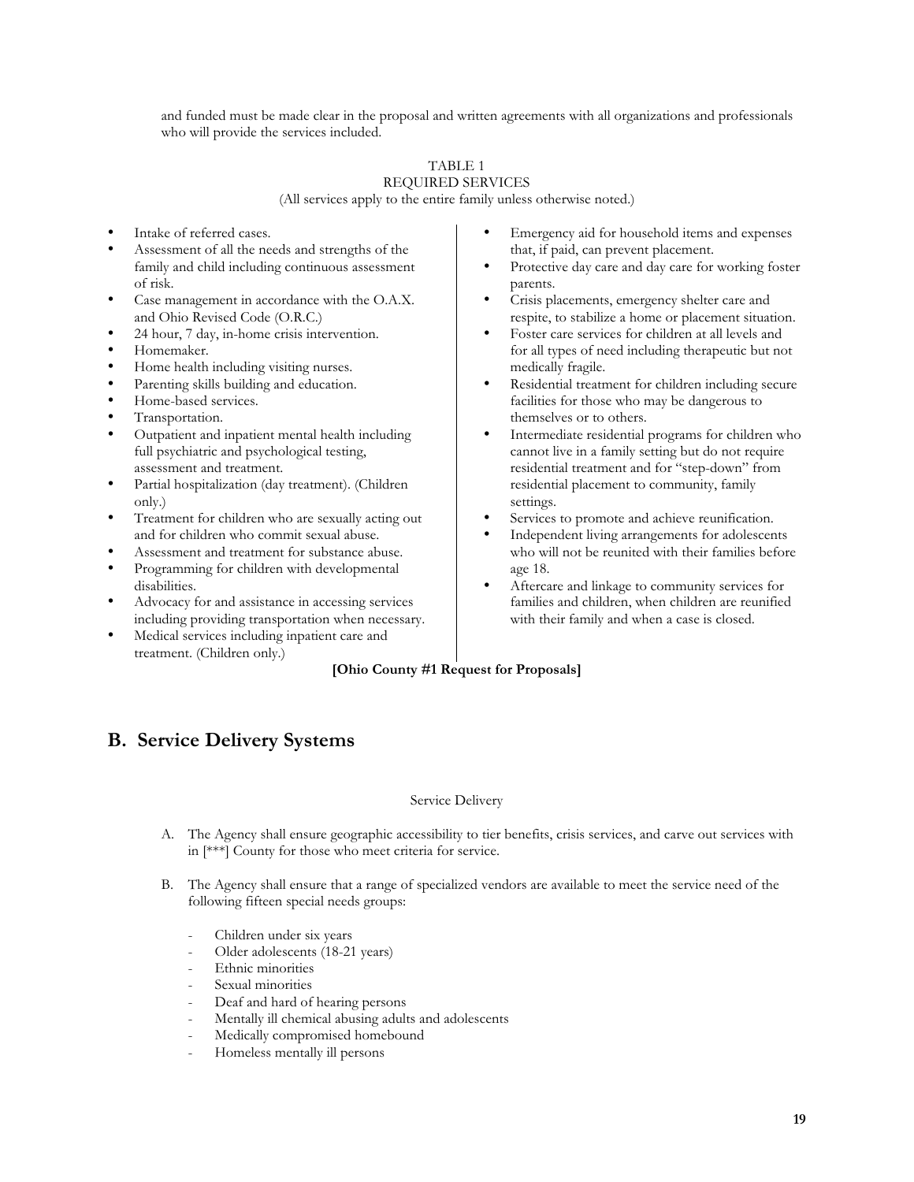and funded must be made clear in the proposal and written agreements with all organizations and professionals who will provide the services included.

TABLE 1
REQUIRED SERVICES
(All services apply to the entire family unless otherwise noted.)

- Intake of referred cases.
- Assessment of all the needs and strengths of the family and child including continuous assessment of risk.
- Case management in accordance with the O.A.X. and Ohio Revised Code (O.R.C.)
- 24 hour, 7 day, in-home crisis intervention.
- Homemaker.
- Home health including visiting nurses.
- Parenting skills building and education.
- Home-based services.
- Transportation.
- Outpatient and inpatient mental health including full psychiatric and psychological testing, assessment and treatment.
- Partial hospitalization (day treatment). (Children only.)
- Treatment for children who are sexually acting out and for children who commit sexual abuse.
- Assessment and treatment for substance abuse.
- Programming for children with developmental disabilities.
- Advocacy for and assistance in accessing services including providing transportation when necessary.
- Medical services including inpatient care and treatment. (Children only.)
- Emergency aid for household items and expenses that, if paid, can prevent placement.
- Protective day care and day care for working foster parents.
- Crisis placements, emergency shelter care and respite, to stabilize a home or placement situation.
- Foster care services for children at all levels and for all types of need including therapeutic but not medically fragile.
- Residential treatment for children including secure facilities for those who may be dangerous to themselves or to others.
- Intermediate residential programs for children who cannot live in a family setting but do not require residential treatment and for "step-down" from residential placement to community, family settings.
- Services to promote and achieve reunification.
- Independent living arrangements for adolescents who will not be reunited with their families before age 18.
- Aftercare and linkage to community services for families and children, when children are reunified with their family and when a case is closed.

**[Ohio County #1 Request for Proposals]**

## B. Service Delivery Systems

Service Delivery

A. The Agency shall ensure geographic accessibility to tier benefits, crisis services, and carve out services with in [***] County for those who meet criteria for service.

B. The Agency shall ensure that a range of specialized vendors are available to meet the service need of the following fifteen special needs groups:

- Children under six years
- Older adolescents (18-21 years)
- Ethnic minorities
- Sexual minorities
- Deaf and hard of hearing persons
- Mentally ill chemical abusing adults and adolescents
- Medically compromised homebound
- Homeless mentally ill persons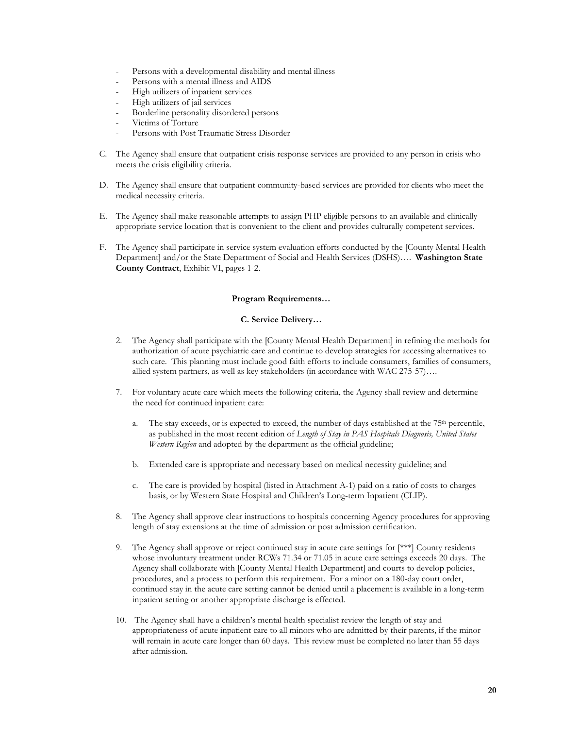- Persons with a developmental disability and mental illness
- Persons with a mental illness and AIDS
- High utilizers of inpatient services
- High utilizers of jail services
- Borderline personality disordered persons
- Victims of Torture
- Persons with Post Traumatic Stress Disorder

C. The Agency shall ensure that outpatient crisis response services are provided to any person in crisis who meets the crisis eligibility criteria.

D. The Agency shall ensure that outpatient community-based services are provided for clients who meet the medical necessity criteria.

E. The Agency shall make reasonable attempts to assign PHP eligible persons to an available and clinically appropriate service location that is convenient to the client and provides culturally competent services.

F. The Agency shall participate in service system evaluation efforts conducted by the [County Mental Health Department] and/or the State Department of Social and Health Services (DSHS)…. **Washington State County Contract**, Exhibit VI, pages 1-2.

**Program Requirements…**

**C. Service Delivery…**

2. The Agency shall participate with the [County Mental Health Department] in refining the methods for authorization of acute psychiatric care and continue to develop strategies for accessing alternatives to such care. This planning must include good faith efforts to include consumers, families of consumers, allied system partners, as well as key stakeholders (in accordance with WAC 275-57)….

7. For voluntary acute care which meets the following criteria, the Agency shall review and determine the need for continued inpatient care:

   a. The stay exceeds, or is expected to exceed, the number of days established at the 75th percentile, as published in the most recent edition of *Length of Stay in PAS Hospitals Diagnosis, United States Western Region* and adopted by the department as the official guideline;

   b. Extended care is appropriate and necessary based on medical necessity guideline; and

   c. The care is provided by hospital (listed in Attachment A-1) paid on a ratio of costs to charges basis, or by Western State Hospital and Children's Long-term Inpatient (CLIP).

8. The Agency shall approve clear instructions to hospitals concerning Agency procedures for approving length of stay extensions at the time of admission or post admission certification.

9. The Agency shall approve or reject continued stay in acute care settings for [***] County residents whose involuntary treatment under RCWs 71.34 or 71.05 in acute care settings exceeds 20 days. The Agency shall collaborate with [County Mental Health Department] and courts to develop policies, procedures, and a process to perform this requirement. For a minor on a 180-day court order, continued stay in the acute care setting cannot be denied until a placement is available in a long-term inpatient setting or another appropriate discharge is effected.

10. The Agency shall have a children's mental health specialist review the length of stay and appropriateness of acute inpatient care to all minors who are admitted by their parents, if the minor will remain in acute care longer than 60 days. This review must be completed no later than 55 days after admission.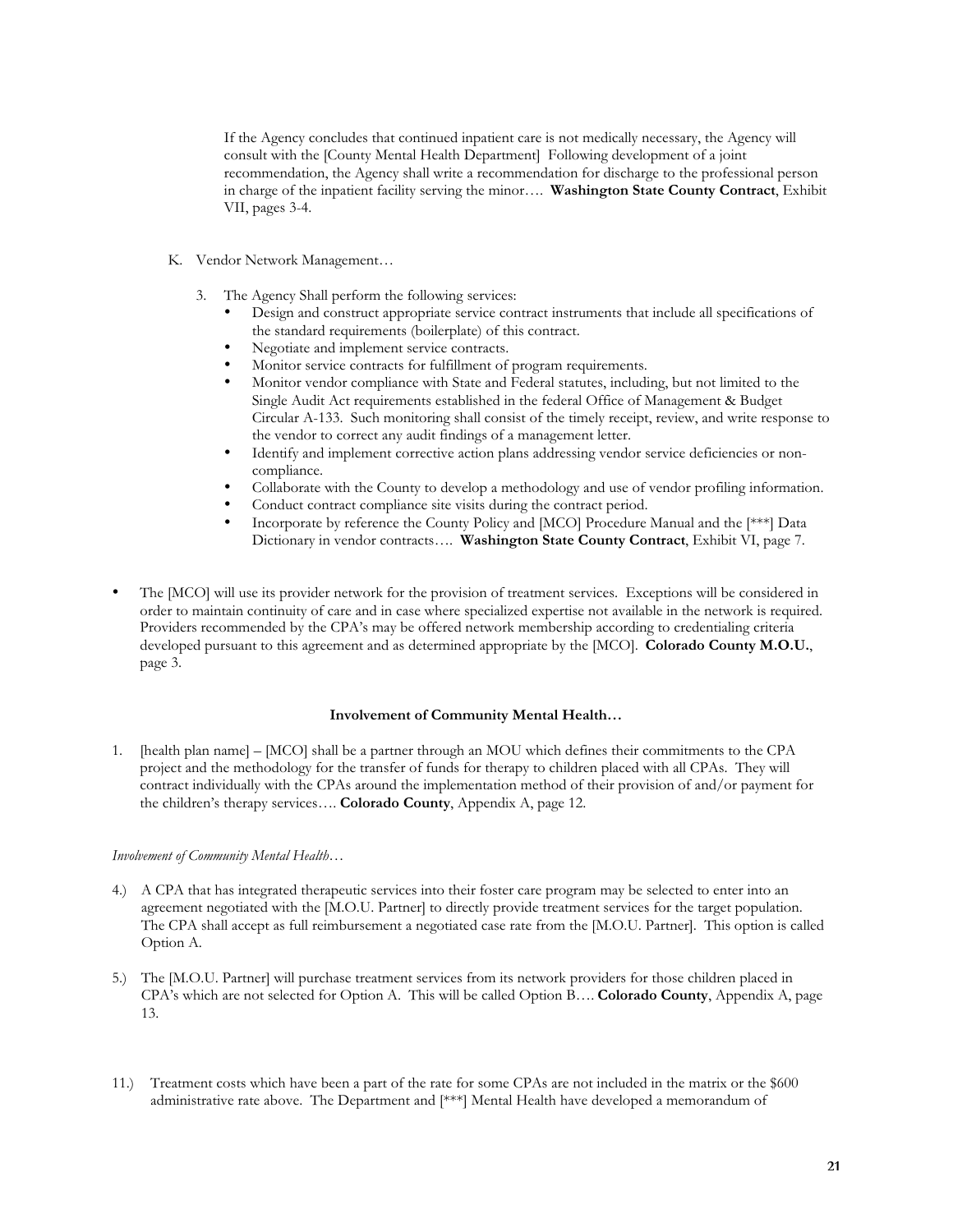If the Agency concludes that continued inpatient care is not medically necessary, the Agency will consult with the [County Mental Health Department] Following development of a joint recommendation, the Agency shall write a recommendation for discharge to the professional person in charge of the inpatient facility serving the minor…. **Washington State County Contract**, Exhibit VII, pages 3-4.

K. Vendor Network Management…

   3. The Agency Shall perform the following services:
      - Design and construct appropriate service contract instruments that include all specifications of the standard requirements (boilerplate) of this contract.
      - Negotiate and implement service contracts.
      - Monitor service contracts for fulfillment of program requirements.
      - Monitor vendor compliance with State and Federal statutes, including, but not limited to the Single Audit Act requirements established in the federal Office of Management & Budget Circular A-133. Such monitoring shall consist of the timely receipt, review, and write response to the vendor to correct any audit findings of a management letter.
      - Identify and implement corrective action plans addressing vendor service deficiencies or non-compliance.
      - Collaborate with the County to develop a methodology and use of vendor profiling information.
      - Conduct contract compliance site visits during the contract period.
      - Incorporate by reference the County Policy and [MCO] Procedure Manual and the [***] Data Dictionary in vendor contracts…. **Washington State County Contract**, Exhibit VI, page 7.

- The [MCO] will use its provider network for the provision of treatment services. Exceptions will be considered in order to maintain continuity of care and in case where specialized expertise not available in the network is required. Providers recommended by the CPA's may be offered network membership according to credentialing criteria developed pursuant to this agreement and as determined appropriate by the [MCO]. **Colorado County M.O.U.**, page 3.

**Involvement of Community Mental Health…**

1. [health plan name] – [MCO] shall be a partner through an MOU which defines their commitments to the CPA project and the methodology for the transfer of funds for therapy to children placed with all CPAs. They will contract individually with the CPAs around the implementation method of their provision of and/or payment for the children's therapy services…. **Colorado County**, Appendix A, page 12.

*Involvement of Community Mental Health…*

4.) A CPA that has integrated therapeutic services into their foster care program may be selected to enter into an agreement negotiated with the [M.O.U. Partner] to directly provide treatment services for the target population. The CPA shall accept as full reimbursement a negotiated case rate from the [M.O.U. Partner]. This option is called Option A.

5.) The [M.O.U. Partner] will purchase treatment services from its network providers for those children placed in CPA's which are not selected for Option A. This will be called Option B…. **Colorado County**, Appendix A, page 13.

11.) Treatment costs which have been a part of the rate for some CPAs are not included in the matrix or the $600 administrative rate above. The Department and [***] Mental Health have developed a memorandum of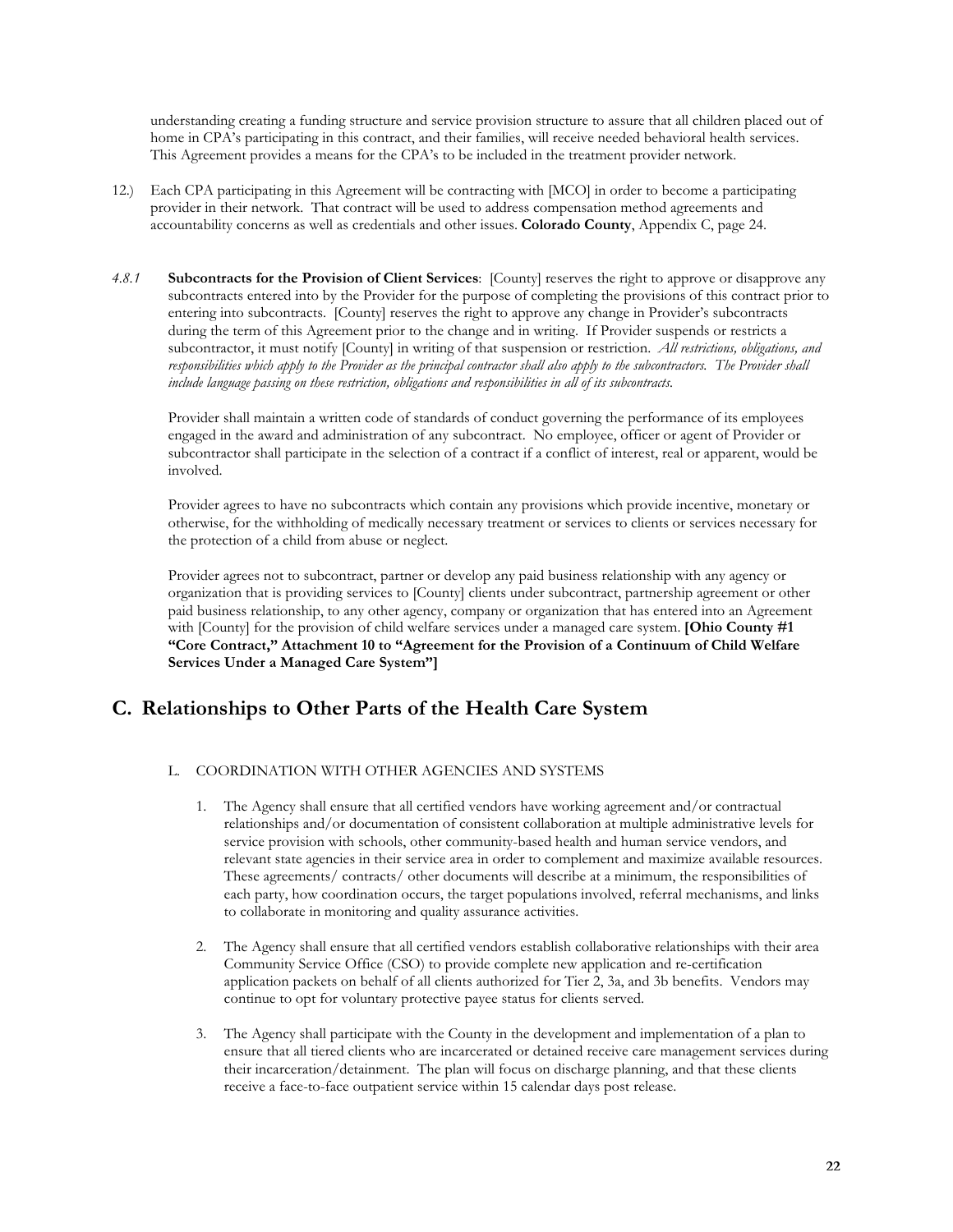understanding creating a funding structure and service provision structure to assure that all children placed out of home in CPA's participating in this contract, and their families, will receive needed behavioral health services. This Agreement provides a means for the CPA's to be included in the treatment provider network.

12.) Each CPA participating in this Agreement will be contracting with [MCO] in order to become a participating provider in their network. That contract will be used to address compensation method agreements and accountability concerns as well as credentials and other issues. **Colorado County**, Appendix C, page 24.

*4.8.1* **Subcontracts for the Provision of Client Services**: [County] reserves the right to approve or disapprove any subcontracts entered into by the Provider for the purpose of completing the provisions of this contract prior to entering into subcontracts. [County] reserves the right to approve any change in Provider's subcontracts during the term of this Agreement prior to the change and in writing. If Provider suspends or restricts a subcontractor, it must notify [County] in writing of that suspension or restriction. *All restrictions, obligations, and responsibilities which apply to the Provider as the principal contractor shall also apply to the subcontractors. The Provider shall include language passing on these restriction, obligations and responsibilities in all of its subcontracts.*

Provider shall maintain a written code of standards of conduct governing the performance of its employees engaged in the award and administration of any subcontract. No employee, officer or agent of Provider or subcontractor shall participate in the selection of a contract if a conflict of interest, real or apparent, would be involved.

Provider agrees to have no subcontracts which contain any provisions which provide incentive, monetary or otherwise, for the withholding of medically necessary treatment or services to clients or services necessary for the protection of a child from abuse or neglect.

Provider agrees not to subcontract, partner or develop any paid business relationship with any agency or organization that is providing services to [County] clients under subcontract, partnership agreement or other paid business relationship, to any other agency, company or organization that has entered into an Agreement with [County] for the provision of child welfare services under a managed care system. **[Ohio County #1 "Core Contract," Attachment 10 to "Agreement for the Provision of a Continuum of Child Welfare Services Under a Managed Care System"]**

## C. Relationships to Other Parts of the Health Care System

L. COORDINATION WITH OTHER AGENCIES AND SYSTEMS

1. The Agency shall ensure that all certified vendors have working agreement and/or contractual relationships and/or documentation of consistent collaboration at multiple administrative levels for service provision with schools, other community-based health and human service vendors, and relevant state agencies in their service area in order to complement and maximize available resources. These agreements/ contracts/ other documents will describe at a minimum, the responsibilities of each party, how coordination occurs, the target populations involved, referral mechanisms, and links to collaborate in monitoring and quality assurance activities.

2. The Agency shall ensure that all certified vendors establish collaborative relationships with their area Community Service Office (CSO) to provide complete new application and re-certification application packets on behalf of all clients authorized for Tier 2, 3a, and 3b benefits. Vendors may continue to opt for voluntary protective payee status for clients served.

3. The Agency shall participate with the County in the development and implementation of a plan to ensure that all tiered clients who are incarcerated or detained receive care management services during their incarceration/detainment. The plan will focus on discharge planning, and that these clients receive a face-to-face outpatient service within 15 calendar days post release.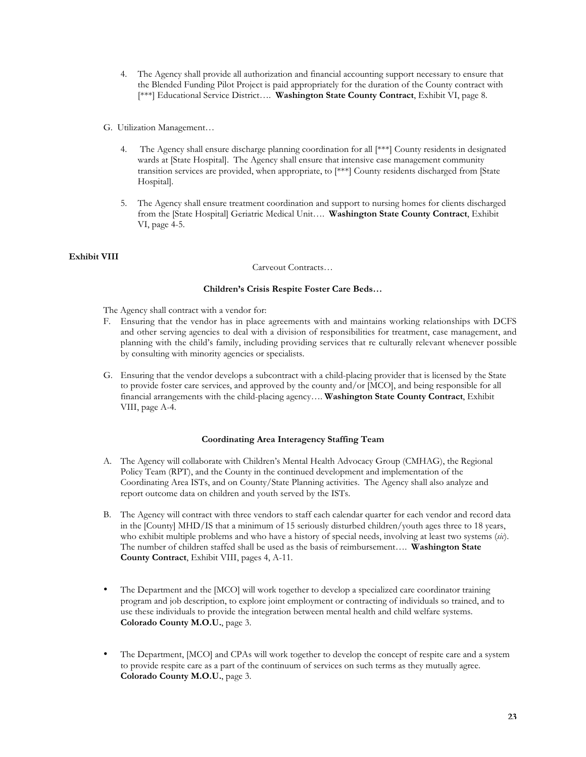4. The Agency shall provide all authorization and financial accounting support necessary to ensure that the Blended Funding Pilot Project is paid appropriately for the duration of the County contract with [***] Educational Service District…. **Washington State County Contract**, Exhibit VI, page 8.

G. Utilization Management…

4. The Agency shall ensure discharge planning coordination for all [***] County residents in designated wards at [State Hospital]. The Agency shall ensure that intensive case management community transition services are provided, when appropriate, to [***] County residents discharged from [State Hospital].

5. The Agency shall ensure treatment coordination and support to nursing homes for clients discharged from the [State Hospital] Geriatric Medical Unit…. **Washington State County Contract**, Exhibit VI, page 4-5.

**Exhibit VIII**

Carveout Contracts…

**Children's Crisis Respite Foster Care Beds…**

The Agency shall contract with a vendor for:

F. Ensuring that the vendor has in place agreements with and maintains working relationships with DCFS and other serving agencies to deal with a division of responsibilities for treatment, case management, and planning with the child's family, including providing services that re culturally relevant whenever possible by consulting with minority agencies or specialists.

G. Ensuring that the vendor develops a subcontract with a child-placing provider that is licensed by the State to provide foster care services, and approved by the county and/or [MCO], and being responsible for all financial arrangements with the child-placing agency…. **Washington State County Contract**, Exhibit VIII, page A-4.

**Coordinating Area Interagency Staffing Team**

A. The Agency will collaborate with Children's Mental Health Advocacy Group (CMHAG), the Regional Policy Team (RPT), and the County in the continued development and implementation of the Coordinating Area ISTs, and on County/State Planning activities. The Agency shall also analyze and report outcome data on children and youth served by the ISTs.

B. The Agency will contract with three vendors to staff each calendar quarter for each vendor and record data in the [County] MHD/IS that a minimum of 15 seriously disturbed children/youth ages three to 18 years, who exhibit multiple problems and who have a history of special needs, involving at least two systems (*sic*). The number of children staffed shall be used as the basis of reimbursement…. **Washington State County Contract**, Exhibit VIII, pages 4, A-11.

- The Department and the [MCO] will work together to develop a specialized care coordinator training program and job description, to explore joint employment or contracting of individuals so trained, and to use these individuals to provide the integration between mental health and child welfare systems. **Colorado County M.O.U.**, page 3.

- The Department, [MCO] and CPAs will work together to develop the concept of respite care and a system to provide respite care as a part of the continuum of services on such terms as they mutually agree. **Colorado County M.O.U.**, page 3.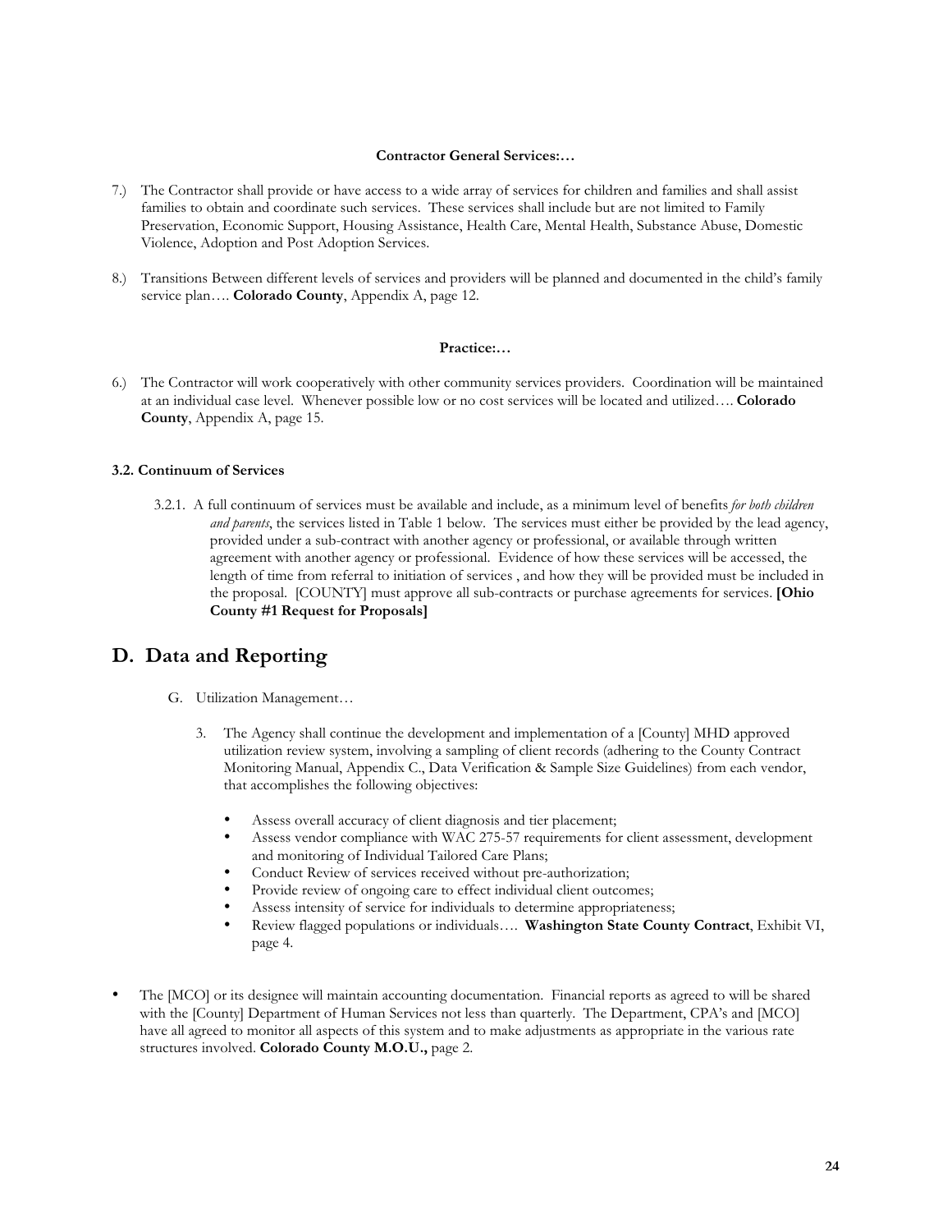**Contractor General Services:…**

7.) The Contractor shall provide or have access to a wide array of services for children and families and shall assist families to obtain and coordinate such services. These services shall include but are not limited to Family Preservation, Economic Support, Housing Assistance, Health Care, Mental Health, Substance Abuse, Domestic Violence, Adoption and Post Adoption Services.

8.) Transitions Between different levels of services and providers will be planned and documented in the child's family service plan…. **Colorado County**, Appendix A, page 12.

**Practice:…**

6.) The Contractor will work cooperatively with other community services providers. Coordination will be maintained at an individual case level. Whenever possible low or no cost services will be located and utilized…. **Colorado County**, Appendix A, page 15.

**3.2. Continuum of Services**

3.2.1. A full continuum of services must be available and include, as a minimum level of benefits *for both children and parents*, the services listed in Table 1 below. The services must either be provided by the lead agency, provided under a sub-contract with another agency or professional, or available through written agreement with another agency or professional. Evidence of how these services will be accessed, the length of time from referral to initiation of services , and how they will be provided must be included in the proposal. [COUNTY] must approve all sub-contracts or purchase agreements for services. **[Ohio County #1 Request for Proposals]**

## D. Data and Reporting

G. Utilization Management…

3. The Agency shall continue the development and implementation of a [County] MHD approved utilization review system, involving a sampling of client records (adhering to the County Contract Monitoring Manual, Appendix C., Data Verification & Sample Size Guidelines) from each vendor, that accomplishes the following objectives:

- Assess overall accuracy of client diagnosis and tier placement;
- Assess vendor compliance with WAC 275-57 requirements for client assessment, development and monitoring of Individual Tailored Care Plans;
- Conduct Review of services received without pre-authorization;
- Provide review of ongoing care to effect individual client outcomes;
- Assess intensity of service for individuals to determine appropriateness;
- Review flagged populations or individuals…. **Washington State County Contract**, Exhibit VI, page 4.

- The [MCO] or its designee will maintain accounting documentation. Financial reports as agreed to will be shared with the [County] Department of Human Services not less than quarterly. The Department, CPA's and [MCO] have all agreed to monitor all aspects of this system and to make adjustments as appropriate in the various rate structures involved. **Colorado County M.O.U.,** page 2.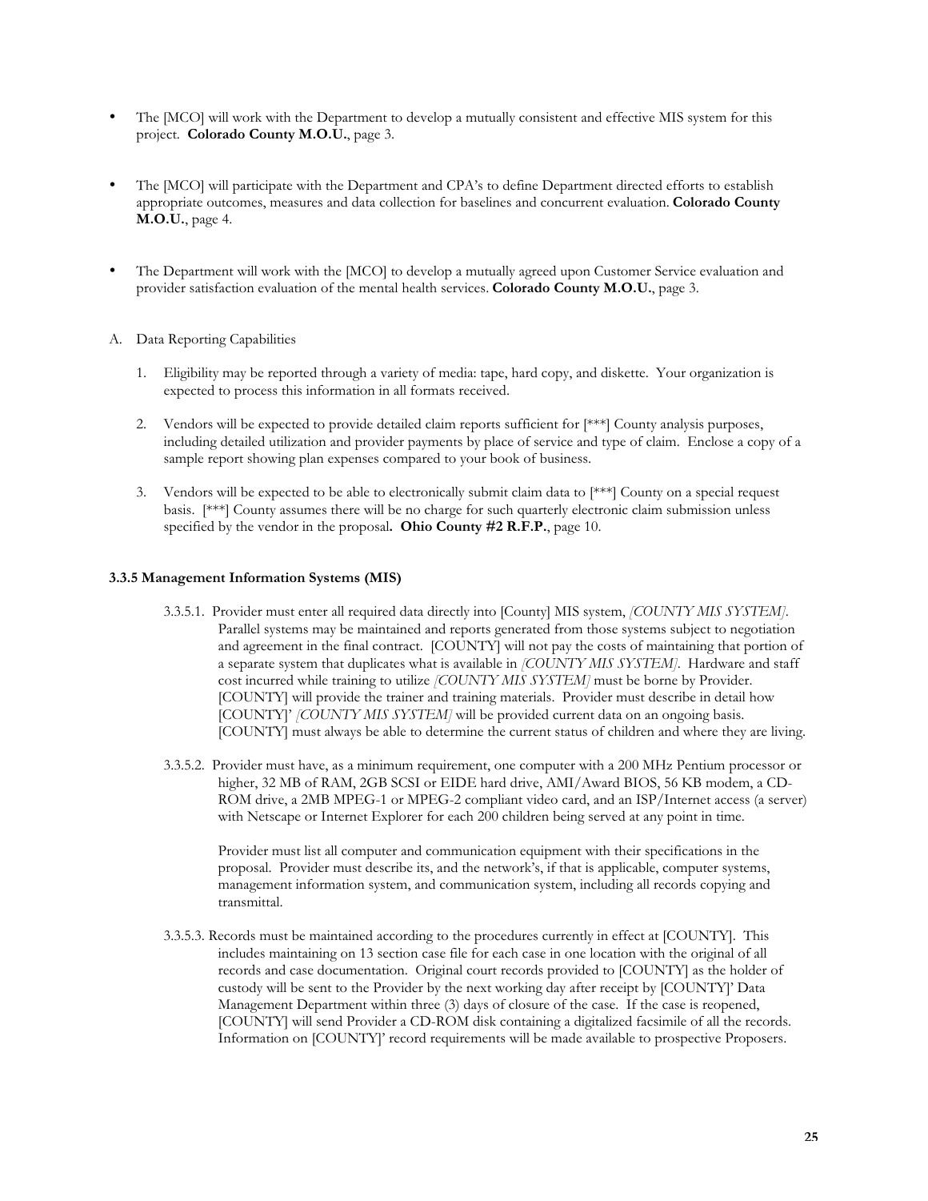- The [MCO] will work with the Department to develop a mutually consistent and effective MIS system for this project. **Colorado County M.O.U.**, page 3.

- The [MCO] will participate with the Department and CPA's to define Department directed efforts to establish appropriate outcomes, measures and data collection for baselines and concurrent evaluation. **Colorado County M.O.U.**, page 4.

- The Department will work with the [MCO] to develop a mutually agreed upon Customer Service evaluation and provider satisfaction evaluation of the mental health services. **Colorado County M.O.U.**, page 3.

A. Data Reporting Capabilities

1. Eligibility may be reported through a variety of media: tape, hard copy, and diskette. Your organization is expected to process this information in all formats received.

2. Vendors will be expected to provide detailed claim reports sufficient for [***] County analysis purposes, including detailed utilization and provider payments by place of service and type of claim. Enclose a copy of a sample report showing plan expenses compared to your book of business.

3. Vendors will be expected to be able to electronically submit claim data to [***] County on a special request basis. [***] County assumes there will be no charge for such quarterly electronic claim submission unless specified by the vendor in the proposal**. Ohio County #2 R.F.P.**, page 10.

**3.3.5 Management Information Systems (MIS)**

3.3.5.1. Provider must enter all required data directly into [County] MIS system, *[COUNTY MIS SYSTEM]*. Parallel systems may be maintained and reports generated from those systems subject to negotiation and agreement in the final contract. [COUNTY] will not pay the costs of maintaining that portion of a separate system that duplicates what is available in *[COUNTY MIS SYSTEM]*. Hardware and staff cost incurred while training to utilize *[COUNTY MIS SYSTEM]* must be borne by Provider. [COUNTY] will provide the trainer and training materials. Provider must describe in detail how [COUNTY]' *[COUNTY MIS SYSTEM]* will be provided current data on an ongoing basis. [COUNTY] must always be able to determine the current status of children and where they are living.

3.3.5.2. Provider must have, as a minimum requirement, one computer with a 200 MHz Pentium processor or higher, 32 MB of RAM, 2GB SCSI or EIDE hard drive, AMI/Award BIOS, 56 KB modem, a CD-ROM drive, a 2MB MPEG-1 or MPEG-2 compliant video card, and an ISP/Internet access (a server) with Netscape or Internet Explorer for each 200 children being served at any point in time.

Provider must list all computer and communication equipment with their specifications in the proposal. Provider must describe its, and the network's, if that is applicable, computer systems, management information system, and communication system, including all records copying and transmittal.

3.3.5.3. Records must be maintained according to the procedures currently in effect at [COUNTY]. This includes maintaining on 13 section case file for each case in one location with the original of all records and case documentation. Original court records provided to [COUNTY] as the holder of custody will be sent to the Provider by the next working day after receipt by [COUNTY]' Data Management Department within three (3) days of closure of the case. If the case is reopened, [COUNTY] will send Provider a CD-ROM disk containing a digitalized facsimile of all the records. Information on [COUNTY]' record requirements will be made available to prospective Proposers.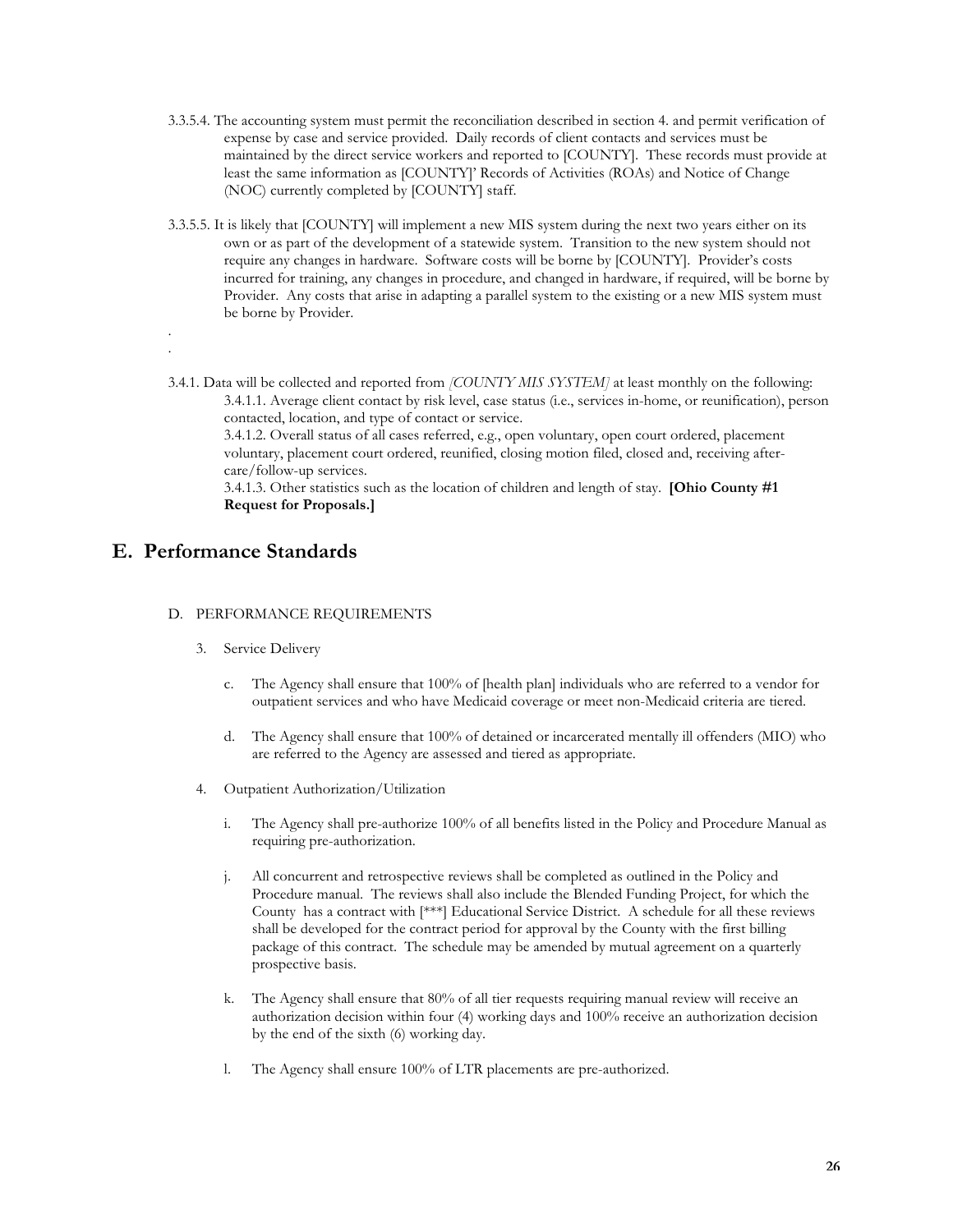3.3.5.4. The accounting system must permit the reconciliation described in section 4. and permit verification of expense by case and service provided. Daily records of client contacts and services must be maintained by the direct service workers and reported to [COUNTY]. These records must provide at least the same information as [COUNTY]' Records of Activities (ROAs) and Notice of Change (NOC) currently completed by [COUNTY] staff.

3.3.5.5. It is likely that [COUNTY] will implement a new MIS system during the next two years either on its own or as part of the development of a statewide system. Transition to the new system should not require any changes in hardware. Software costs will be borne by [COUNTY]. Provider's costs incurred for training, any changes in procedure, and changed in hardware, if required, will be borne by Provider. Any costs that arise in adapting a parallel system to the existing or a new MIS system must be borne by Provider.

.
.

3.4.1. Data will be collected and reported from *[COUNTY MIS SYSTEM]* at least monthly on the following:

3.4.1.1. Average client contact by risk level, case status (i.e., services in-home, or reunification), person contacted, location, and type of contact or service.

3.4.1.2. Overall status of all cases referred, e.g., open voluntary, open court ordered, placement voluntary, placement court ordered, reunified, closing motion filed, closed and, receiving after-care/follow-up services.

3.4.1.3. Other statistics such as the location of children and length of stay. **[Ohio County #1 Request for Proposals.]**

## E. Performance Standards

D. PERFORMANCE REQUIREMENTS

3. Service Delivery

   c. The Agency shall ensure that 100% of [health plan] individuals who are referred to a vendor for outpatient services and who have Medicaid coverage or meet non-Medicaid criteria are tiered.

   d. The Agency shall ensure that 100% of detained or incarcerated mentally ill offenders (MIO) who are referred to the Agency are assessed and tiered as appropriate.

4. Outpatient Authorization/Utilization

   i. The Agency shall pre-authorize 100% of all benefits listed in the Policy and Procedure Manual as requiring pre-authorization.

   j. All concurrent and retrospective reviews shall be completed as outlined in the Policy and Procedure manual. The reviews shall also include the Blended Funding Project, for which the County has a contract with [***] Educational Service District. A schedule for all these reviews shall be developed for the contract period for approval by the County with the first billing package of this contract. The schedule may be amended by mutual agreement on a quarterly prospective basis.

   k. The Agency shall ensure that 80% of all tier requests requiring manual review will receive an authorization decision within four (4) working days and 100% receive an authorization decision by the end of the sixth (6) working day.

   l. The Agency shall ensure 100% of LTR placements are pre-authorized.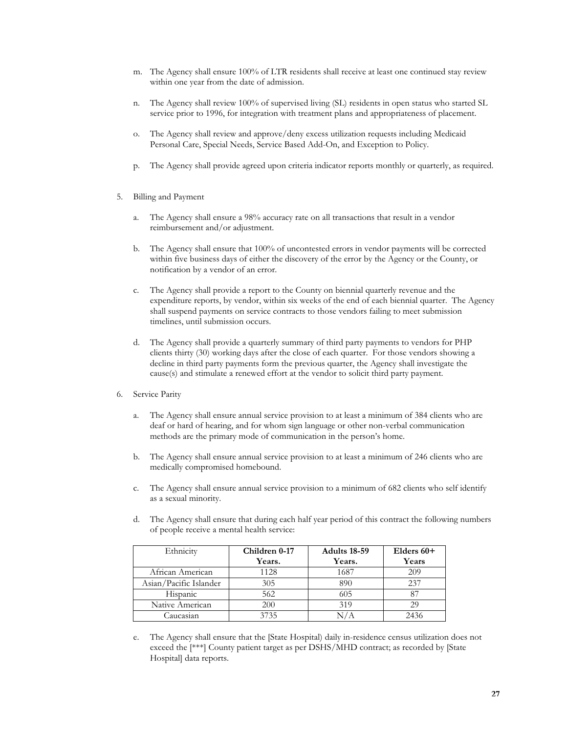m. The Agency shall ensure 100% of LTR residents shall receive at least one continued stay review within one year from the date of admission.

n. The Agency shall review 100% of supervised living (SL) residents in open status who started SL service prior to 1996, for integration with treatment plans and appropriateness of placement.

o. The Agency shall review and approve/deny excess utilization requests including Medicaid Personal Care, Special Needs, Service Based Add-On, and Exception to Policy.

p. The Agency shall provide agreed upon criteria indicator reports monthly or quarterly, as required.

5. Billing and Payment

   a. The Agency shall ensure a 98% accuracy rate on all transactions that result in a vendor reimbursement and/or adjustment.

   b. The Agency shall ensure that 100% of uncontested errors in vendor payments will be corrected within five business days of either the discovery of the error by the Agency or the County, or notification by a vendor of an error.

   c. The Agency shall provide a report to the County on biennial quarterly revenue and the expenditure reports, by vendor, within six weeks of the end of each biennial quarter. The Agency shall suspend payments on service contracts to those vendors failing to meet submission timelines, until submission occurs.

   d. The Agency shall provide a quarterly summary of third party payments to vendors for PHP clients thirty (30) working days after the close of each quarter. For those vendors showing a decline in third party payments form the previous quarter, the Agency shall investigate the cause(s) and stimulate a renewed effort at the vendor to solicit third party payment.

6. Service Parity

   a. The Agency shall ensure annual service provision to at least a minimum of 384 clients who are deaf or hard of hearing, and for whom sign language or other non-verbal communication methods are the primary mode of communication in the person's home.

   b. The Agency shall ensure annual service provision to at least a minimum of 246 clients who are medically compromised homebound.

   c. The Agency shall ensure annual service provision to a minimum of 682 clients who self identify as a sexual minority.

   d. The Agency shall ensure that during each half year period of this contract the following numbers of people receive a mental health service:

| Ethnicity | **Children 0-17 Years.** | **Adults 18-59 Years.** | **Elders 60+ Years** |
|---|---|---|---|
| African American | 1128 | 1687 | 209 |
| Asian/Pacific Islander | 305 | 890 | 237 |
| Hispanic | 562 | 605 | 87 |
| Native American | 200 | 319 | 29 |
| Caucasian | 3735 | N/A | 2436 |

   e. The Agency shall ensure that the [State Hospital) daily in-residence census utilization does not exceed the [***] County patient target as per DSHS/MHD contract; as recorded by [State Hospital] data reports.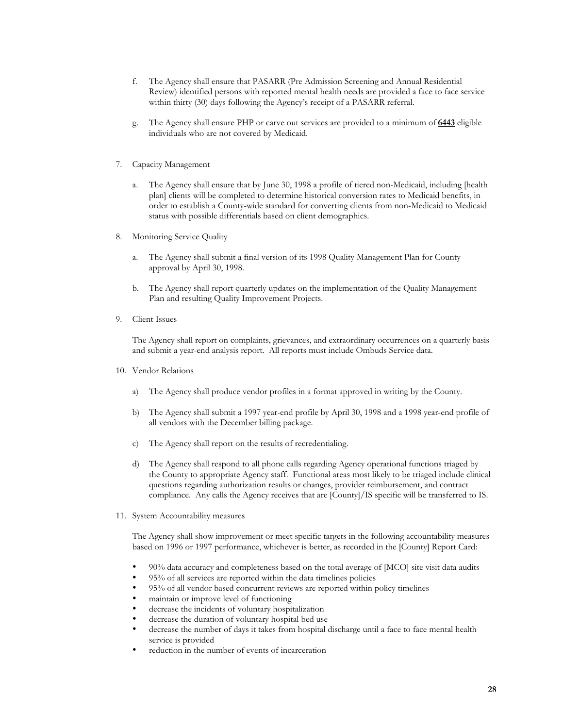f. The Agency shall ensure that PASARR (Pre Admission Screening and Annual Residential Review) identified persons with reported mental health needs are provided a face to face service within thirty (30) days following the Agency's receipt of a PASARR referral.

g. The Agency shall ensure PHP or carve out services are provided to a minimum of **6443** eligible individuals who are not covered by Medicaid.

7. Capacity Management

   a. The Agency shall ensure that by June 30, 1998 a profile of tiered non-Medicaid, including [health plan] clients will be completed to determine historical conversion rates to Medicaid benefits, in order to establish a County-wide standard for converting clients from non-Medicaid to Medicaid status with possible differentials based on client demographics.

8. Monitoring Service Quality

   a. The Agency shall submit a final version of its 1998 Quality Management Plan for County approval by April 30, 1998.

   b. The Agency shall report quarterly updates on the implementation of the Quality Management Plan and resulting Quality Improvement Projects.

9. Client Issues

   The Agency shall report on complaints, grievances, and extraordinary occurrences on a quarterly basis and submit a year-end analysis report. All reports must include Ombuds Service data.

10. Vendor Relations

    a) The Agency shall produce vendor profiles in a format approved in writing by the County.

    b) The Agency shall submit a 1997 year-end profile by April 30, 1998 and a 1998 year-end profile of all vendors with the December billing package.

    c) The Agency shall report on the results of recredentialing.

    d) The Agency shall respond to all phone calls regarding Agency operational functions triaged by the County to appropriate Agency staff. Functional areas most likely to be triaged include clinical questions regarding authorization results or changes, provider reimbursement, and contract compliance. Any calls the Agency receives that are [County]/IS specific will be transferred to IS.

11. System Accountability measures

    The Agency shall show improvement or meet specific targets in the following accountability measures based on 1996 or 1997 performance, whichever is better, as recorded in the [County] Report Card:

    - 90% data accuracy and completeness based on the total average of [MCO] site visit data audits
    - 95% of all services are reported within the data timelines policies
    - 95% of all vendor based concurrent reviews are reported within policy timelines
    - maintain or improve level of functioning
    - decrease the incidents of voluntary hospitalization
    - decrease the duration of voluntary hospital bed use
    - decrease the number of days it takes from hospital discharge until a face to face mental health service is provided
    - reduction in the number of events of incarceration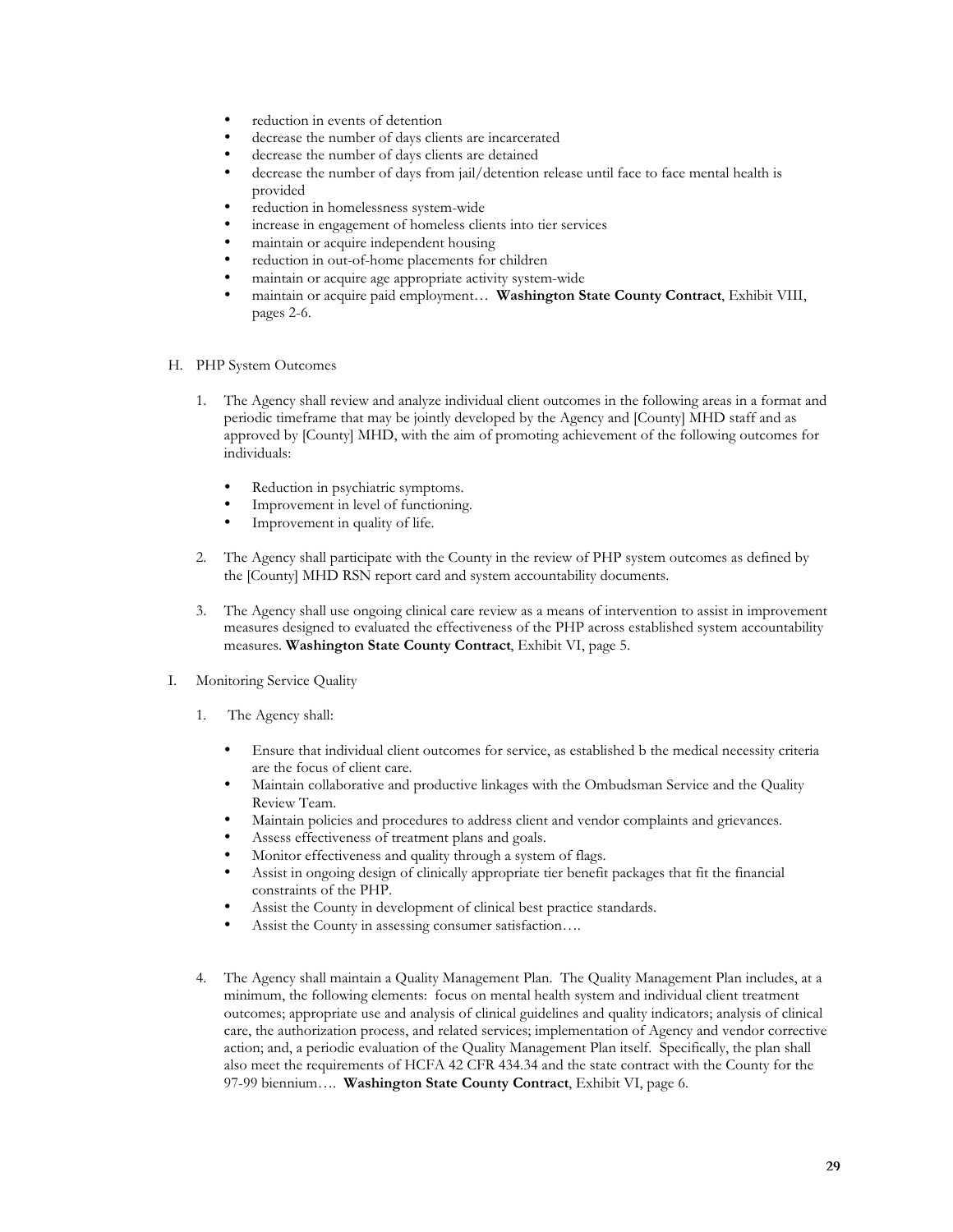- reduction in events of detention
- decrease the number of days clients are incarcerated
- decrease the number of days clients are detained
- decrease the number of days from jail/detention release until face to face mental health is provided
- reduction in homelessness system-wide
- increase in engagement of homeless clients into tier services
- maintain or acquire independent housing
- reduction in out-of-home placements for children
- maintain or acquire age appropriate activity system-wide
- maintain or acquire paid employment… **Washington State County Contract**, Exhibit VIII, pages 2-6.

H. PHP System Outcomes

1. The Agency shall review and analyze individual client outcomes in the following areas in a format and periodic timeframe that may be jointly developed by the Agency and [County] MHD staff and as approved by [County] MHD, with the aim of promoting achievement of the following outcomes for individuals:

   - Reduction in psychiatric symptoms.
   - Improvement in level of functioning.
   - Improvement in quality of life.

2. The Agency shall participate with the County in the review of PHP system outcomes as defined by the [County] MHD RSN report card and system accountability documents.

3. The Agency shall use ongoing clinical care review as a means of intervention to assist in improvement measures designed to evaluated the effectiveness of the PHP across established system accountability measures. **Washington State County Contract**, Exhibit VI, page 5.

I. Monitoring Service Quality

1. The Agency shall:

   - Ensure that individual client outcomes for service, as established b the medical necessity criteria are the focus of client care.
   - Maintain collaborative and productive linkages with the Ombudsman Service and the Quality Review Team.
   - Maintain policies and procedures to address client and vendor complaints and grievances.
   - Assess effectiveness of treatment plans and goals.
   - Monitor effectiveness and quality through a system of flags.
   - Assist in ongoing design of clinically appropriate tier benefit packages that fit the financial constraints of the PHP.
   - Assist the County in development of clinical best practice standards.
   - Assist the County in assessing consumer satisfaction….

4. The Agency shall maintain a Quality Management Plan. The Quality Management Plan includes, at a minimum, the following elements: focus on mental health system and individual client treatment outcomes; appropriate use and analysis of clinical guidelines and quality indicators; analysis of clinical care, the authorization process, and related services; implementation of Agency and vendor corrective action; and, a periodic evaluation of the Quality Management Plan itself. Specifically, the plan shall also meet the requirements of HCFA 42 CFR 434.34 and the state contract with the County for the 97-99 biennium…. **Washington State County Contract**, Exhibit VI, page 6.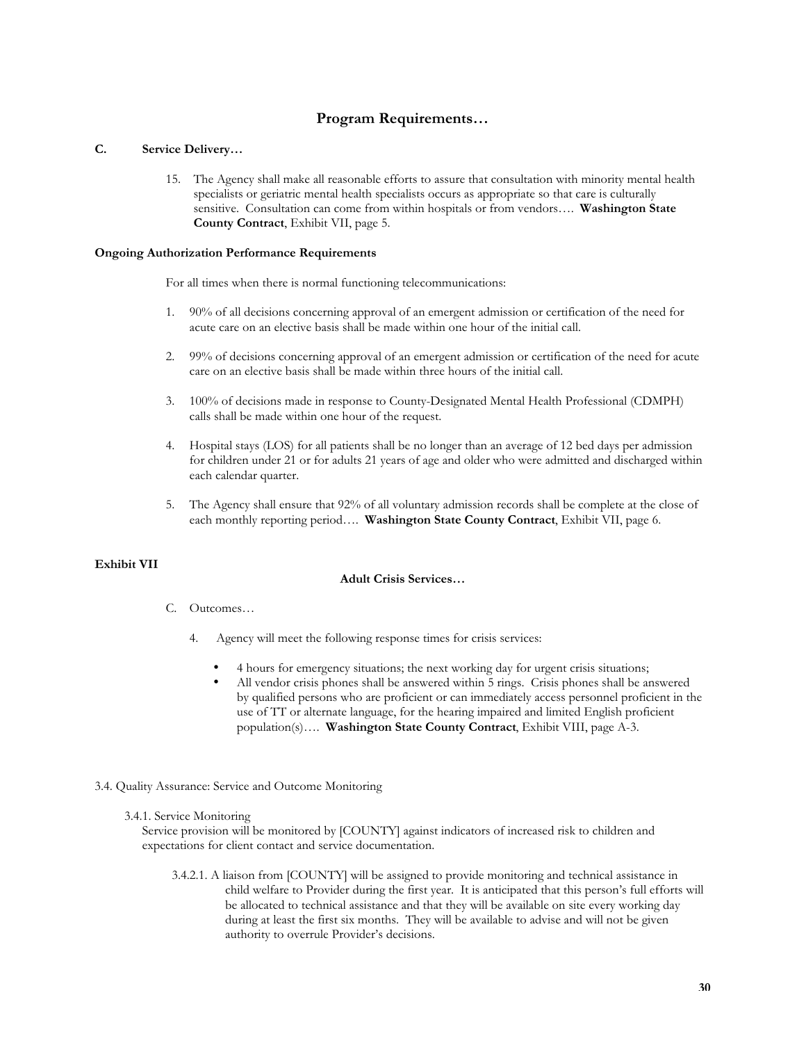## Program Requirements…

**C. Service Delivery…**

15. The Agency shall make all reasonable efforts to assure that consultation with minority mental health specialists or geriatric mental health specialists occurs as appropriate so that care is culturally sensitive. Consultation can come from within hospitals or from vendors…. **Washington State County Contract**, Exhibit VII, page 5.

**Ongoing Authorization Performance Requirements**

For all times when there is normal functioning telecommunications:

1. 90% of all decisions concerning approval of an emergent admission or certification of the need for acute care on an elective basis shall be made within one hour of the initial call.

2. 99% of decisions concerning approval of an emergent admission or certification of the need for acute care on an elective basis shall be made within three hours of the initial call.

3. 100% of decisions made in response to County-Designated Mental Health Professional (CDMPH) calls shall be made within one hour of the request.

4. Hospital stays (LOS) for all patients shall be no longer than an average of 12 bed days per admission for children under 21 or for adults 21 years of age and older who were admitted and discharged within each calendar quarter.

5. The Agency shall ensure that 92% of all voluntary admission records shall be complete at the close of each monthly reporting period…. **Washington State County Contract**, Exhibit VII, page 6.

**Exhibit VII**

**Adult Crisis Services…**

C. Outcomes…

4. Agency will meet the following response times for crisis services:

- 4 hours for emergency situations; the next working day for urgent crisis situations;
- All vendor crisis phones shall be answered within 5 rings. Crisis phones shall be answered by qualified persons who are proficient or can immediately access personnel proficient in the use of TT or alternate language, for the hearing impaired and limited English proficient population(s)…. **Washington State County Contract**, Exhibit VIII, page A-3.

3.4. Quality Assurance: Service and Outcome Monitoring

3.4.1. Service Monitoring
Service provision will be monitored by [COUNTY] against indicators of increased risk to children and expectations for client contact and service documentation.

3.4.2.1. A liaison from [COUNTY] will be assigned to provide monitoring and technical assistance in child welfare to Provider during the first year. It is anticipated that this person's full efforts will be allocated to technical assistance and that they will be available on site every working day during at least the first six months. They will be available to advise and will not be given authority to overrule Provider's decisions.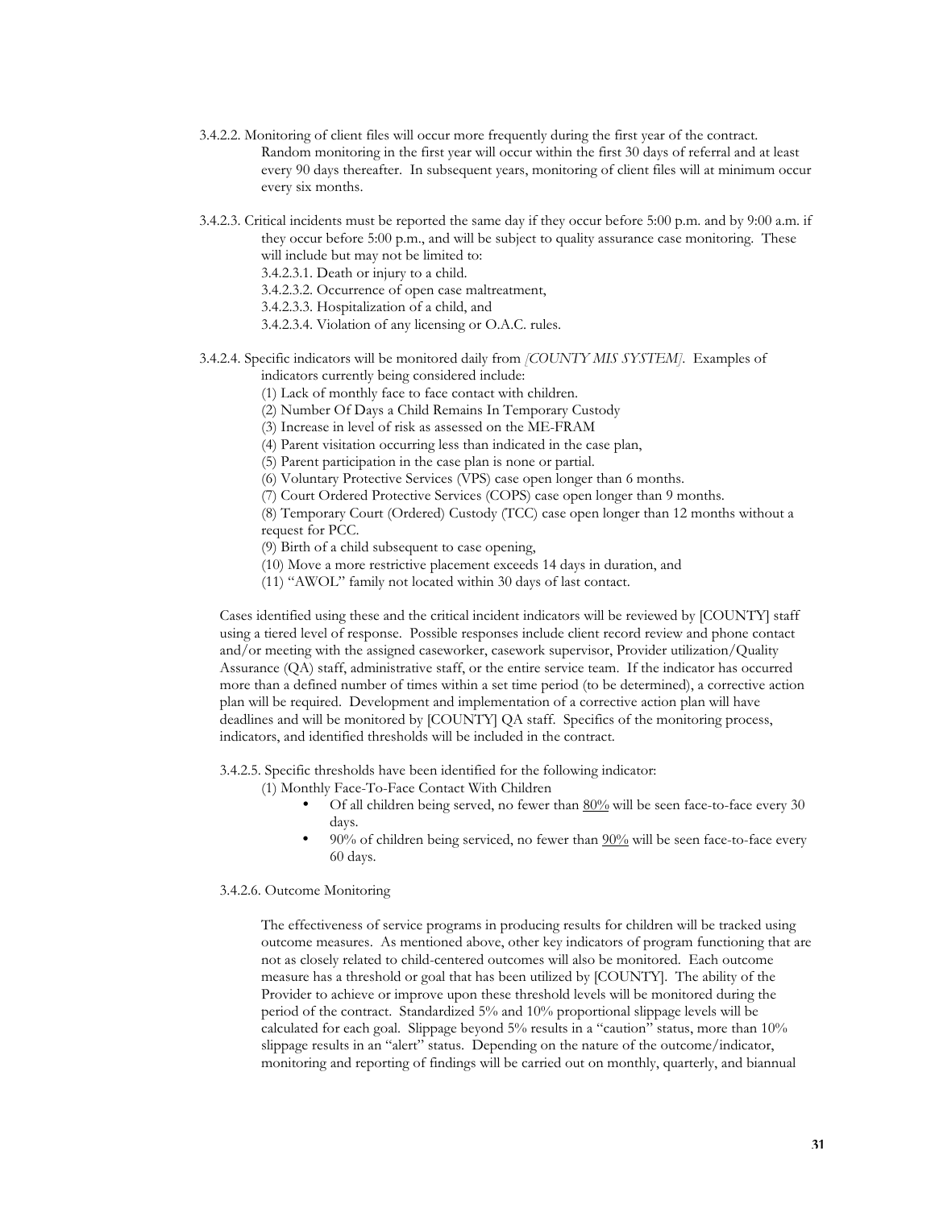3.4.2.2. Monitoring of client files will occur more frequently during the first year of the contract. Random monitoring in the first year will occur within the first 30 days of referral and at least every 90 days thereafter. In subsequent years, monitoring of client files will at minimum occur every six months.

3.4.2.3. Critical incidents must be reported the same day if they occur before 5:00 p.m. and by 9:00 a.m. if they occur before 5:00 p.m., and will be subject to quality assurance case monitoring. These will include but may not be limited to:

3.4.2.3.1. Death or injury to a child.

3.4.2.3.2. Occurrence of open case maltreatment,

3.4.2.3.3. Hospitalization of a child, and

3.4.2.3.4. Violation of any licensing or O.A.C. rules.

3.4.2.4. Specific indicators will be monitored daily from *[COUNTY MIS SYSTEM]*. Examples of indicators currently being considered include:

(1) Lack of monthly face to face contact with children.

(2) Number Of Days a Child Remains In Temporary Custody

(3) Increase in level of risk as assessed on the ME-FRAM

(4) Parent visitation occurring less than indicated in the case plan,

(5) Parent participation in the case plan is none or partial.

(6) Voluntary Protective Services (VPS) case open longer than 6 months.

(7) Court Ordered Protective Services (COPS) case open longer than 9 months.

(8) Temporary Court (Ordered) Custody (TCC) case open longer than 12 months without a request for PCC.

(9) Birth of a child subsequent to case opening,

(10) Move a more restrictive placement exceeds 14 days in duration, and

(11) "AWOL" family not located within 30 days of last contact.

Cases identified using these and the critical incident indicators will be reviewed by [COUNTY] staff using a tiered level of response. Possible responses include client record review and phone contact and/or meeting with the assigned caseworker, casework supervisor, Provider utilization/Quality Assurance (QA) staff, administrative staff, or the entire service team. If the indicator has occurred more than a defined number of times within a set time period (to be determined), a corrective action plan will be required. Development and implementation of a corrective action plan will have deadlines and will be monitored by [COUNTY] QA staff. Specifics of the monitoring process, indicators, and identified thresholds will be included in the contract.

3.4.2.5. Specific thresholds have been identified for the following indicator:

(1) Monthly Face-To-Face Contact With Children

- Of all children being served, no fewer than 80% will be seen face-to-face every 30 days.
- 90% of children being serviced, no fewer than 90% will be seen face-to-face every 60 days.

3.4.2.6. Outcome Monitoring

The effectiveness of service programs in producing results for children will be tracked using outcome measures. As mentioned above, other key indicators of program functioning that are not as closely related to child-centered outcomes will also be monitored. Each outcome measure has a threshold or goal that has been utilized by [COUNTY]. The ability of the Provider to achieve or improve upon these threshold levels will be monitored during the period of the contract. Standardized 5% and 10% proportional slippage levels will be calculated for each goal. Slippage beyond 5% results in a "caution" status, more than 10% slippage results in an "alert" status. Depending on the nature of the outcome/indicator, monitoring and reporting of findings will be carried out on monthly, quarterly, and biannual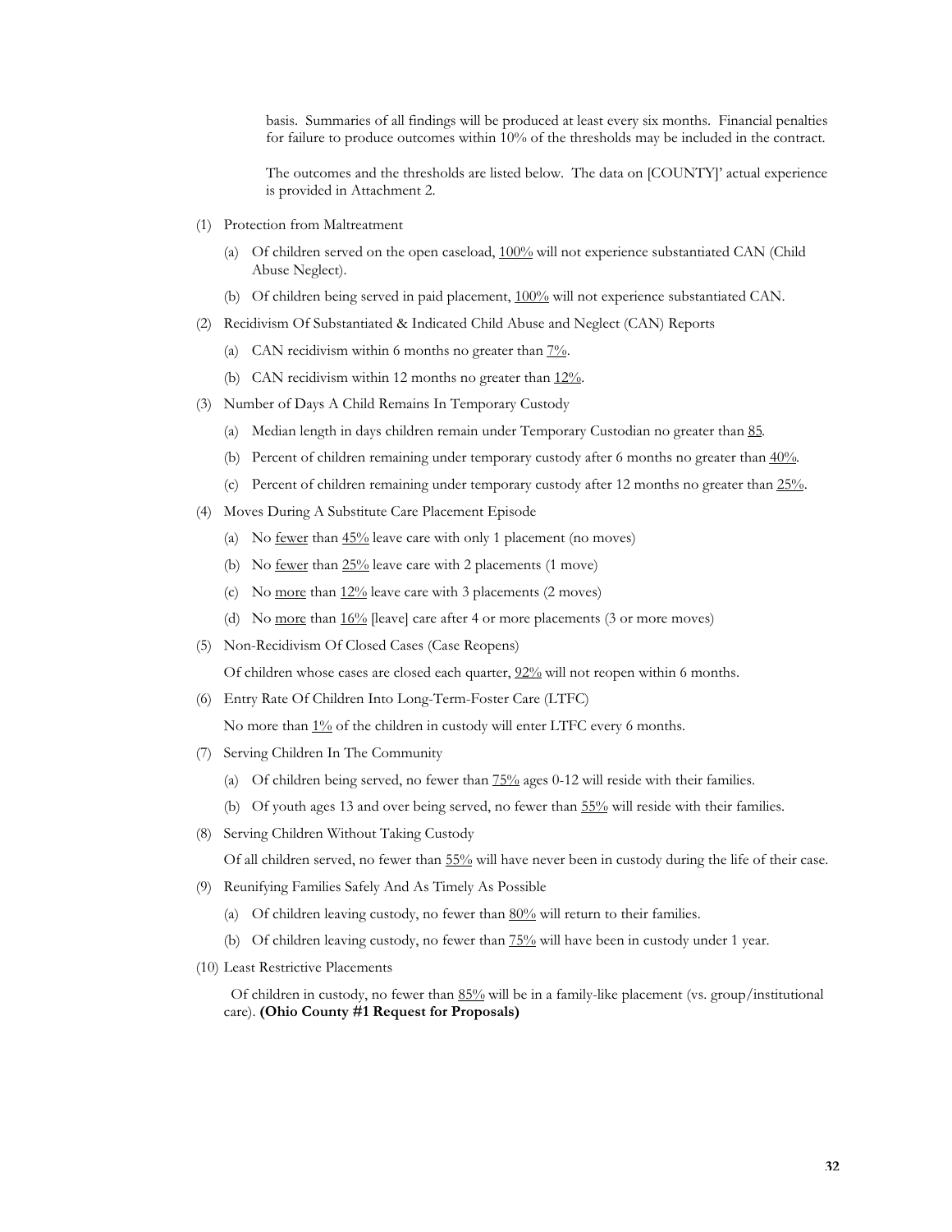basis. Summaries of all findings will be produced at least every six months. Financial penalties for failure to produce outcomes within 10% of the thresholds may be included in the contract.

The outcomes and the thresholds are listed below. The data on [COUNTY]' actual experience is provided in Attachment 2.

(1) Protection from Maltreatment

   (a) Of children served on the open caseload, 100% will not experience substantiated CAN (Child Abuse Neglect).

   (b) Of children being served in paid placement, 100% will not experience substantiated CAN.

(2) Recidivism Of Substantiated & Indicated Child Abuse and Neglect (CAN) Reports

   (a) CAN recidivism within 6 months no greater than 7%.

   (b) CAN recidivism within 12 months no greater than 12%.

(3) Number of Days A Child Remains In Temporary Custody

   (a) Median length in days children remain under Temporary Custodian no greater than 85.

   (b) Percent of children remaining under temporary custody after 6 months no greater than 40%.

   (c) Percent of children remaining under temporary custody after 12 months no greater than 25%.

(4) Moves During A Substitute Care Placement Episode

   (a) No fewer than 45% leave care with only 1 placement (no moves)

   (b) No fewer than 25% leave care with 2 placements (1 move)

   (c) No more than 12% leave care with 3 placements (2 moves)

   (d) No more than 16% [leave] care after 4 or more placements (3 or more moves)

(5) Non-Recidivism Of Closed Cases (Case Reopens)

   Of children whose cases are closed each quarter, 92% will not reopen within 6 months.

(6) Entry Rate Of Children Into Long-Term-Foster Care (LTFC)

   No more than 1% of the children in custody will enter LTFC every 6 months.

(7) Serving Children In The Community

   (a) Of children being served, no fewer than 75% ages 0-12 will reside with their families.

   (b) Of youth ages 13 and over being served, no fewer than 55% will reside with their families.

(8) Serving Children Without Taking Custody

   Of all children served, no fewer than 55% will have never been in custody during the life of their case.

(9) Reunifying Families Safely And As Timely As Possible

   (a) Of children leaving custody, no fewer than 80% will return to their families.

   (b) Of children leaving custody, no fewer than 75% will have been in custody under 1 year.

(10) Least Restrictive Placements

   Of children in custody, no fewer than 85% will be in a family-like placement (vs. group/institutional care). **(Ohio County #1 Request for Proposals)**